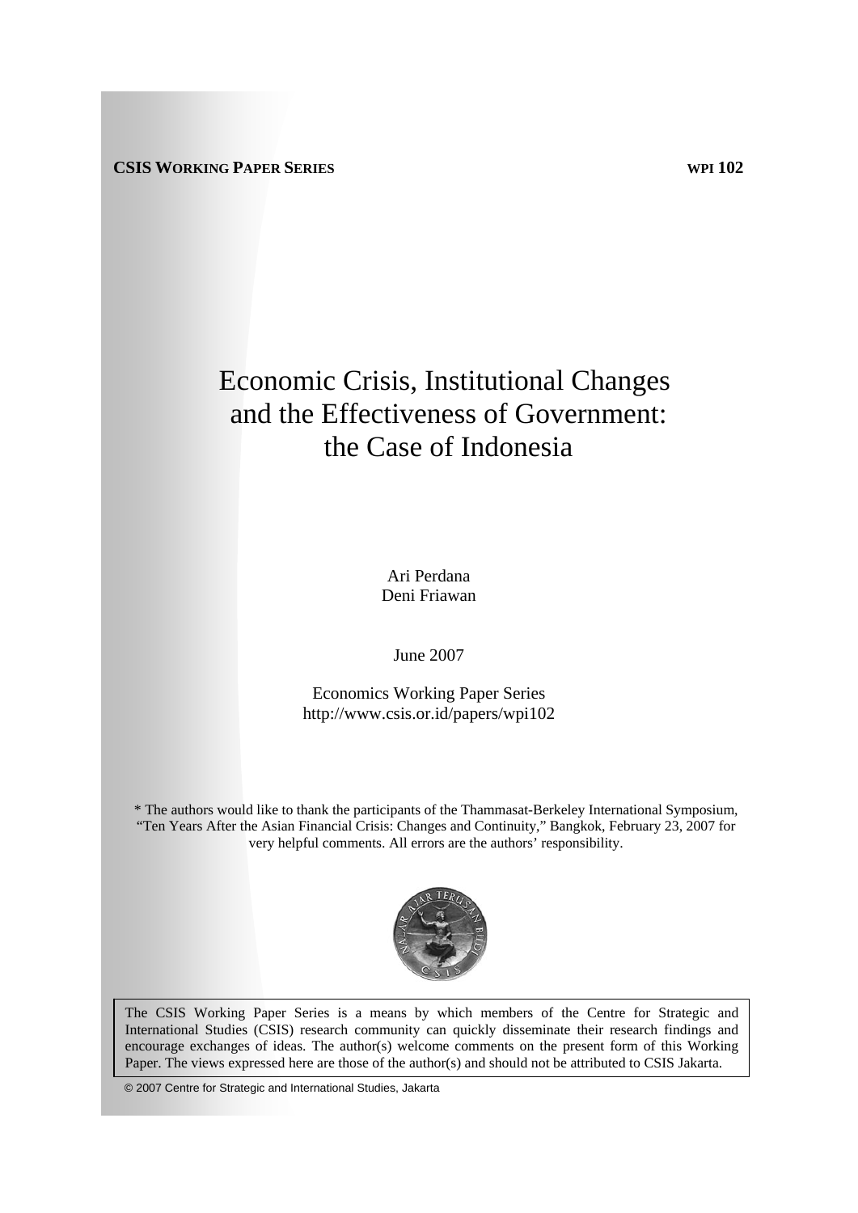**CSIS WORKING PAPER SERIES** **WPI 102**

# Economic Crisis, Institutional Changes and the Effectiveness of Government: the Case of Indonesia

Ari Perdana
Deni Friawan

June 2007

Economics Working Paper Series
http://www.csis.or.id/papers/wpi102

* The authors would like to thank the participants of the Thammasat-Berkeley International Symposium, "Ten Years After the Asian Financial Crisis: Changes and Continuity," Bangkok, February 23, 2007 for very helpful comments. All errors are the authors' responsibility.

The CSIS Working Paper Series is a means by which members of the Centre for Strategic and International Studies (CSIS) research community can quickly disseminate their research findings and encourage exchanges of ideas. The author(s) welcome comments on the present form of this Working Paper. The views expressed here are those of the author(s) and should not be attributed to CSIS Jakarta.

© 2007 Centre for Strategic and International Studies, Jakarta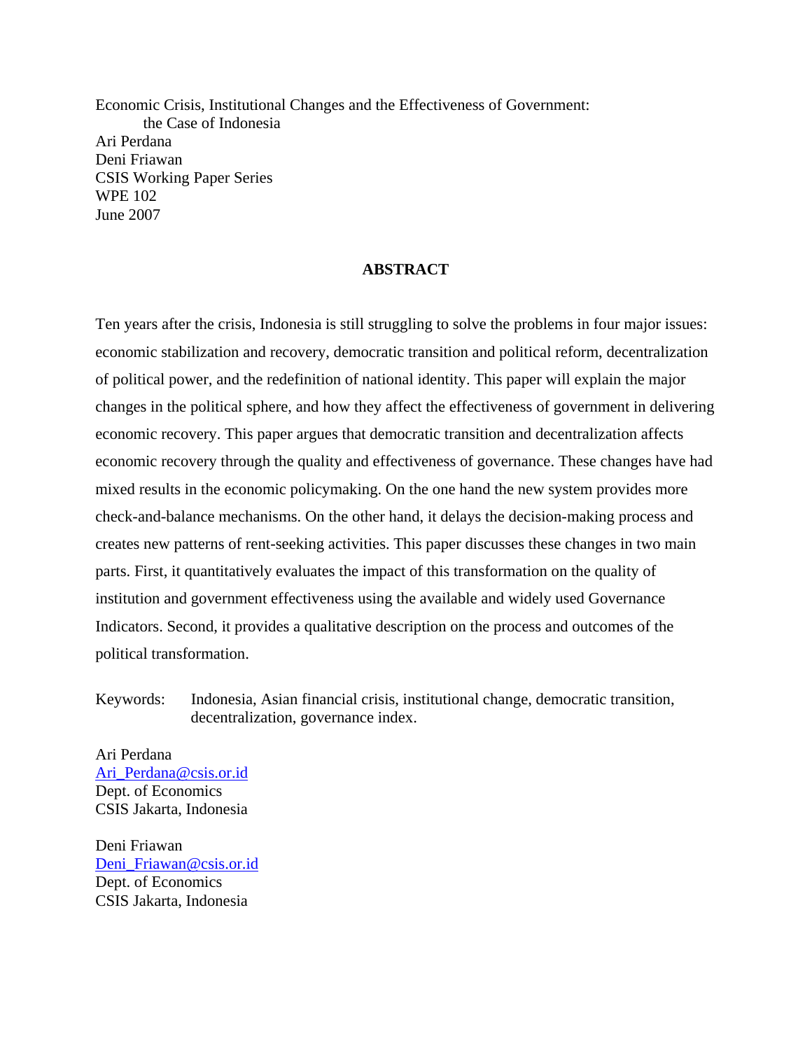Economic Crisis, Institutional Changes and the Effectiveness of Government: the Case of Indonesia

Ari Perdana

Deni Friawan

CSIS Working Paper Series

WPE 102

June 2007

## ABSTRACT

Ten years after the crisis, Indonesia is still struggling to solve the problems in four major issues: economic stabilization and recovery, democratic transition and political reform, decentralization of political power, and the redefinition of national identity. This paper will explain the major changes in the political sphere, and how they affect the effectiveness of government in delivering economic recovery. This paper argues that democratic transition and decentralization affects economic recovery through the quality and effectiveness of governance. These changes have had mixed results in the economic policymaking. On the one hand the new system provides more check-and-balance mechanisms. On the other hand, it delays the decision-making process and creates new patterns of rent-seeking activities. This paper discusses these changes in two main parts. First, it quantitatively evaluates the impact of this transformation on the quality of institution and government effectiveness using the available and widely used Governance Indicators. Second, it provides a qualitative description on the process and outcomes of the political transformation.

Keywords: Indonesia, Asian financial crisis, institutional change, democratic transition, decentralization, governance index.

Ari Perdana
Ari_Perdana@csis.or.id
Dept. of Economics
CSIS Jakarta, Indonesia

Deni Friawan
Deni_Friawan@csis.or.id
Dept. of Economics
CSIS Jakarta, Indonesia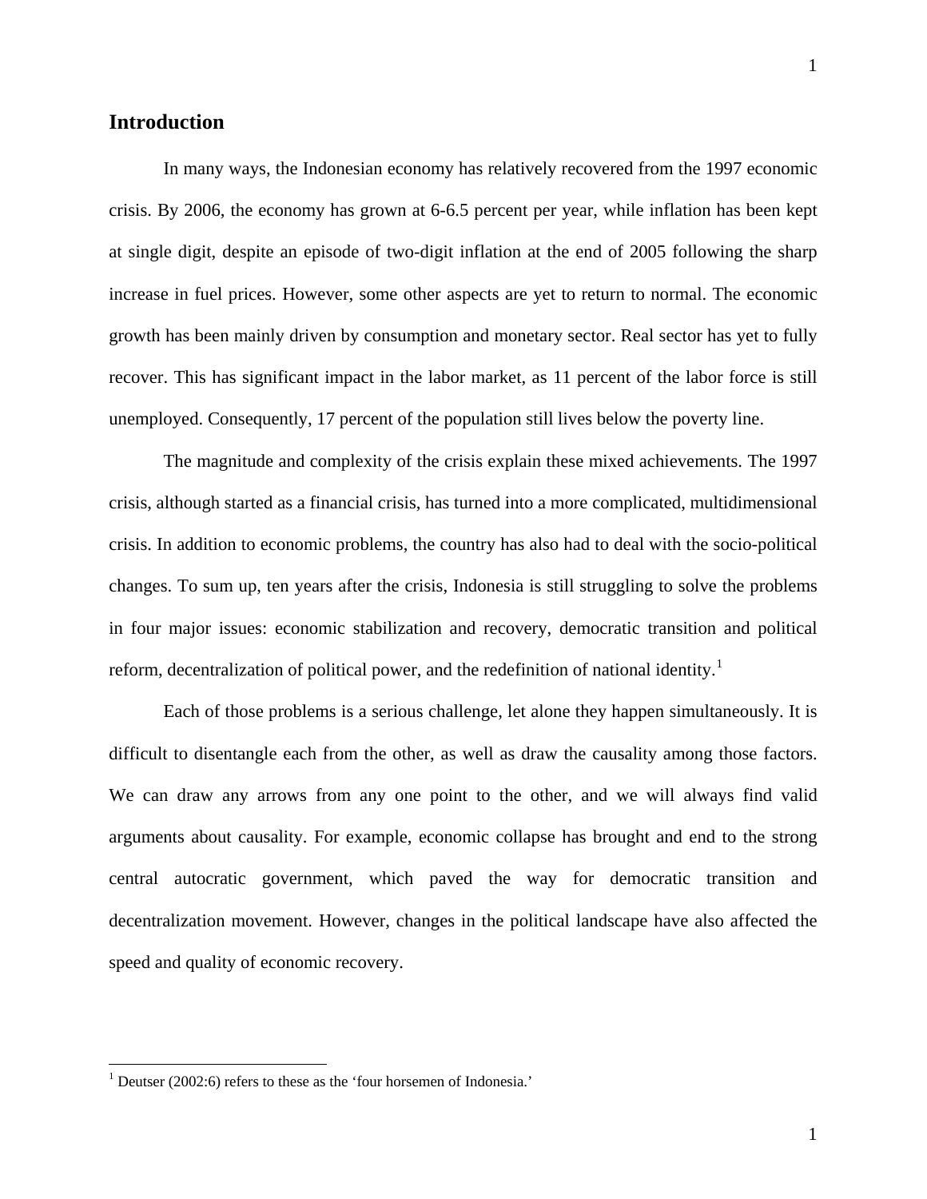## Introduction

In many ways, the Indonesian economy has relatively recovered from the 1997 economic crisis. By 2006, the economy has grown at 6-6.5 percent per year, while inflation has been kept at single digit, despite an episode of two-digit inflation at the end of 2005 following the sharp increase in fuel prices. However, some other aspects are yet to return to normal. The economic growth has been mainly driven by consumption and monetary sector. Real sector has yet to fully recover. This has significant impact in the labor market, as 11 percent of the labor force is still unemployed. Consequently, 17 percent of the population still lives below the poverty line.

The magnitude and complexity of the crisis explain these mixed achievements. The 1997 crisis, although started as a financial crisis, has turned into a more complicated, multidimensional crisis. In addition to economic problems, the country has also had to deal with the socio-political changes. To sum up, ten years after the crisis, Indonesia is still struggling to solve the problems in four major issues: economic stabilization and recovery, democratic transition and political reform, decentralization of political power, and the redefinition of national identity.[1]

Each of those problems is a serious challenge, let alone they happen simultaneously. It is difficult to disentangle each from the other, as well as draw the causality among those factors. We can draw any arrows from any one point to the other, and we will always find valid arguments about causality. For example, economic collapse has brought and end to the strong central autocratic government, which paved the way for democratic transition and decentralization movement. However, changes in the political landscape have also affected the speed and quality of economic recovery.

---

[1] Deutser (2002:6) refers to these as the 'four horsemen of Indonesia.'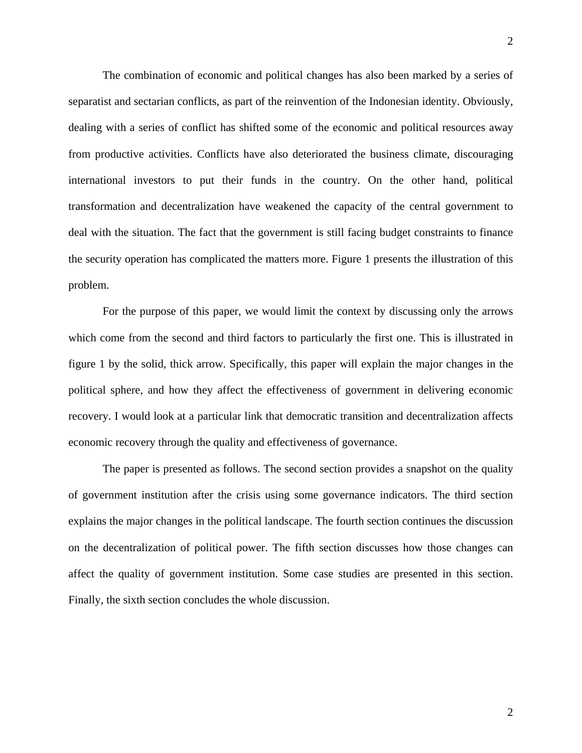The combination of economic and political changes has also been marked by a series of separatist and sectarian conflicts, as part of the reinvention of the Indonesian identity. Obviously, dealing with a series of conflict has shifted some of the economic and political resources away from productive activities. Conflicts have also deteriorated the business climate, discouraging international investors to put their funds in the country. On the other hand, political transformation and decentralization have weakened the capacity of the central government to deal with the situation. The fact that the government is still facing budget constraints to finance the security operation has complicated the matters more. Figure 1 presents the illustration of this problem.

For the purpose of this paper, we would limit the context by discussing only the arrows which come from the second and third factors to particularly the first one. This is illustrated in figure 1 by the solid, thick arrow. Specifically, this paper will explain the major changes in the political sphere, and how they affect the effectiveness of government in delivering economic recovery. I would look at a particular link that democratic transition and decentralization affects economic recovery through the quality and effectiveness of governance.

The paper is presented as follows. The second section provides a snapshot on the quality of government institution after the crisis using some governance indicators. The third section explains the major changes in the political landscape. The fourth section continues the discussion on the decentralization of political power. The fifth section discusses how those changes can affect the quality of government institution. Some case studies are presented in this section. Finally, the sixth section concludes the whole discussion.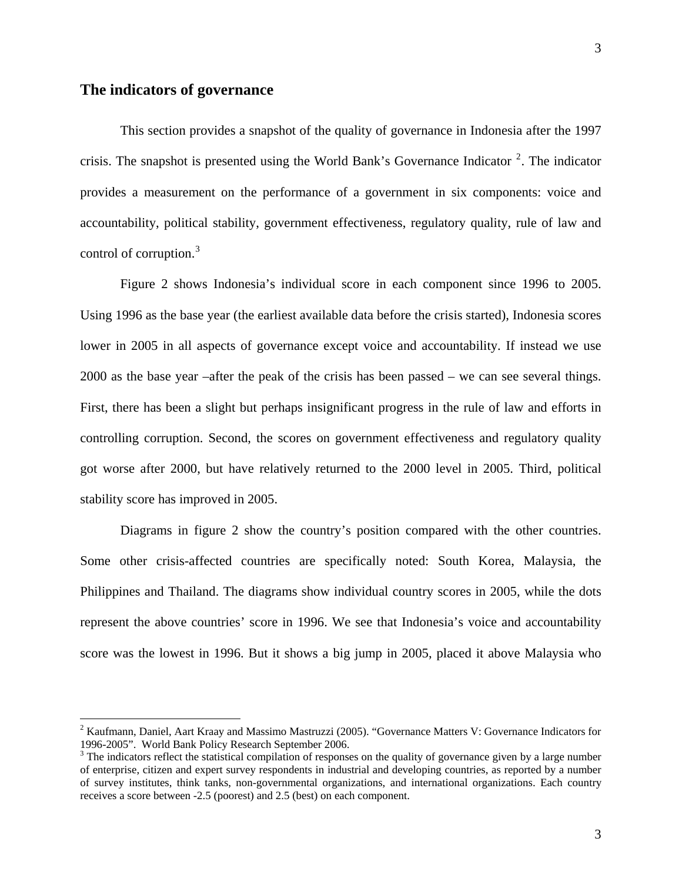## The indicators of governance

This section provides a snapshot of the quality of governance in Indonesia after the 1997 crisis. The snapshot is presented using the World Bank's Governance Indicator [2]. The indicator provides a measurement on the performance of a government in six components: voice and accountability, political stability, government effectiveness, regulatory quality, rule of law and control of corruption.[3]

Figure 2 shows Indonesia's individual score in each component since 1996 to 2005. Using 1996 as the base year (the earliest available data before the crisis started), Indonesia scores lower in 2005 in all aspects of governance except voice and accountability. If instead we use 2000 as the base year –after the peak of the crisis has been passed – we can see several things. First, there has been a slight but perhaps insignificant progress in the rule of law and efforts in controlling corruption. Second, the scores on government effectiveness and regulatory quality got worse after 2000, but have relatively returned to the 2000 level in 2005. Third, political stability score has improved in 2005.

Diagrams in figure 2 show the country's position compared with the other countries. Some other crisis-affected countries are specifically noted: South Korea, Malaysia, the Philippines and Thailand. The diagrams show individual country scores in 2005, while the dots represent the above countries' score in 1996. We see that Indonesia's voice and accountability score was the lowest in 1996. But it shows a big jump in 2005, placed it above Malaysia who

---

[2] Kaufmann, Daniel, Aart Kraay and Massimo Mastruzzi (2005). "Governance Matters V: Governance Indicators for 1996-2005". World Bank Policy Research September 2006.

[3] The indicators reflect the statistical compilation of responses on the quality of governance given by a large number of enterprise, citizen and expert survey respondents in industrial and developing countries, as reported by a number of survey institutes, think tanks, non-governmental organizations, and international organizations. Each country receives a score between -2.5 (poorest) and 2.5 (best) on each component.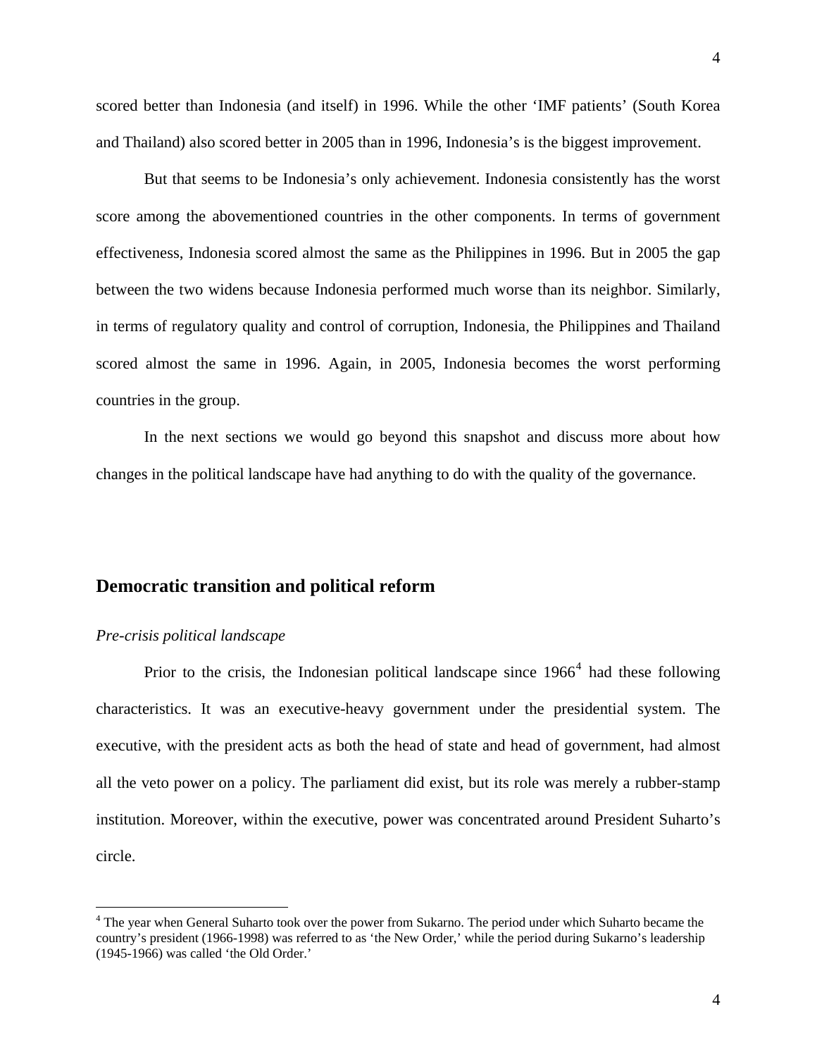scored better than Indonesia (and itself) in 1996. While the other 'IMF patients' (South Korea and Thailand) also scored better in 2005 than in 1996, Indonesia's is the biggest improvement.

But that seems to be Indonesia's only achievement. Indonesia consistently has the worst score among the abovementioned countries in the other components. In terms of government effectiveness, Indonesia scored almost the same as the Philippines in 1996. But in 2005 the gap between the two widens because Indonesia performed much worse than its neighbor. Similarly, in terms of regulatory quality and control of corruption, Indonesia, the Philippines and Thailand scored almost the same in 1996. Again, in 2005, Indonesia becomes the worst performing countries in the group.

In the next sections we would go beyond this snapshot and discuss more about how changes in the political landscape have had anything to do with the quality of the governance.

## Democratic transition and political reform

### *Pre-crisis political landscape*

Prior to the crisis, the Indonesian political landscape since 1966[4] had these following characteristics. It was an executive-heavy government under the presidential system. The executive, with the president acts as both the head of state and head of government, had almost all the veto power on a policy. The parliament did exist, but its role was merely a rubber-stamp institution. Moreover, within the executive, power was concentrated around President Suharto's circle.

[4] The year when General Suharto took over the power from Sukarno. The period under which Suharto became the country's president (1966-1998) was referred to as 'the New Order,' while the period during Sukarno's leadership (1945-1966) was called 'the Old Order.'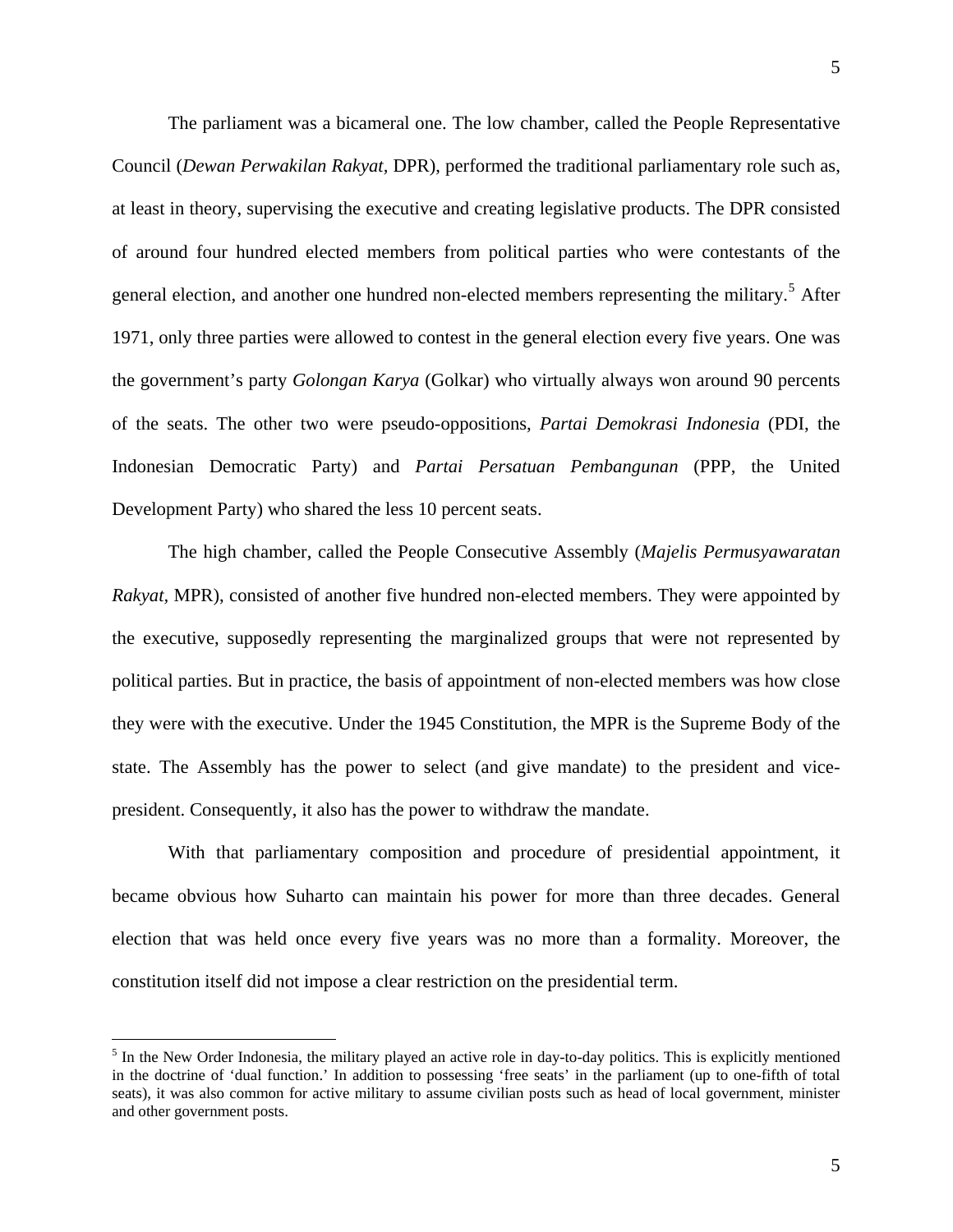The parliament was a bicameral one. The low chamber, called the People Representative Council (*Dewan Perwakilan Rakyat*, DPR), performed the traditional parliamentary role such as, at least in theory, supervising the executive and creating legislative products. The DPR consisted of around four hundred elected members from political parties who were contestants of the general election, and another one hundred non-elected members representing the military.[5] After 1971, only three parties were allowed to contest in the general election every five years. One was the government's party *Golongan Karya* (Golkar) who virtually always won around 90 percents of the seats. The other two were pseudo-oppositions, *Partai Demokrasi Indonesia* (PDI, the Indonesian Democratic Party) and *Partai Persatuan Pembangunan* (PPP, the United Development Party) who shared the less 10 percent seats.

The high chamber, called the People Consecutive Assembly (*Majelis Permusyawaratan Rakyat*, MPR), consisted of another five hundred non-elected members. They were appointed by the executive, supposedly representing the marginalized groups that were not represented by political parties. But in practice, the basis of appointment of non-elected members was how close they were with the executive. Under the 1945 Constitution, the MPR is the Supreme Body of the state. The Assembly has the power to select (and give mandate) to the president and vice-president. Consequently, it also has the power to withdraw the mandate.

With that parliamentary composition and procedure of presidential appointment, it became obvious how Suharto can maintain his power for more than three decades. General election that was held once every five years was no more than a formality. Moreover, the constitution itself did not impose a clear restriction on the presidential term.

---

[5] In the New Order Indonesia, the military played an active role in day-to-day politics. This is explicitly mentioned in the doctrine of 'dual function.' In addition to possessing 'free seats' in the parliament (up to one-fifth of total seats), it was also common for active military to assume civilian posts such as head of local government, minister and other government posts.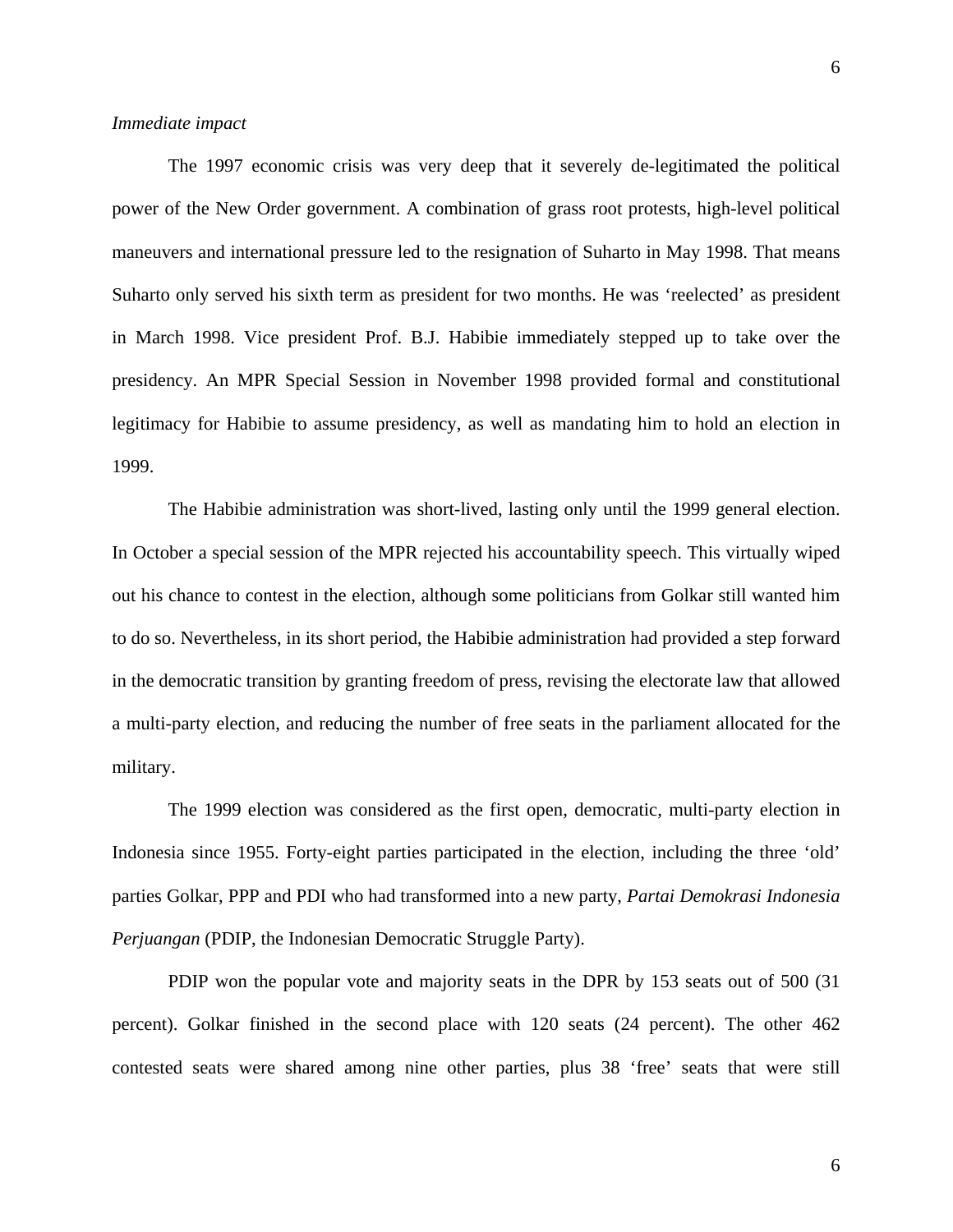*Immediate impact*

The 1997 economic crisis was very deep that it severely de-legitimated the political power of the New Order government. A combination of grass root protests, high-level political maneuvers and international pressure led to the resignation of Suharto in May 1998. That means Suharto only served his sixth term as president for two months. He was 'reelected' as president in March 1998. Vice president Prof. B.J. Habibie immediately stepped up to take over the presidency. An MPR Special Session in November 1998 provided formal and constitutional legitimacy for Habibie to assume presidency, as well as mandating him to hold an election in 1999.

The Habibie administration was short-lived, lasting only until the 1999 general election. In October a special session of the MPR rejected his accountability speech. This virtually wiped out his chance to contest in the election, although some politicians from Golkar still wanted him to do so. Nevertheless, in its short period, the Habibie administration had provided a step forward in the democratic transition by granting freedom of press, revising the electorate law that allowed a multi-party election, and reducing the number of free seats in the parliament allocated for the military.

The 1999 election was considered as the first open, democratic, multi-party election in Indonesia since 1955. Forty-eight parties participated in the election, including the three 'old' parties Golkar, PPP and PDI who had transformed into a new party, *Partai Demokrasi Indonesia Perjuangan* (PDIP, the Indonesian Democratic Struggle Party).

PDIP won the popular vote and majority seats in the DPR by 153 seats out of 500 (31 percent). Golkar finished in the second place with 120 seats (24 percent). The other 462 contested seats were shared among nine other parties, plus 38 'free' seats that were still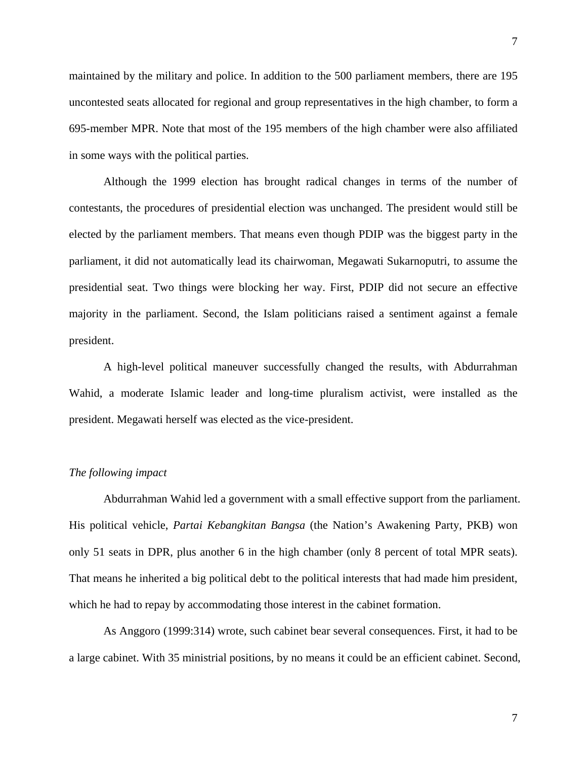maintained by the military and police. In addition to the 500 parliament members, there are 195 uncontested seats allocated for regional and group representatives in the high chamber, to form a 695-member MPR. Note that most of the 195 members of the high chamber were also affiliated in some ways with the political parties.

Although the 1999 election has brought radical changes in terms of the number of contestants, the procedures of presidential election was unchanged. The president would still be elected by the parliament members. That means even though PDIP was the biggest party in the parliament, it did not automatically lead its chairwoman, Megawati Sukarnoputri, to assume the presidential seat. Two things were blocking her way. First, PDIP did not secure an effective majority in the parliament. Second, the Islam politicians raised a sentiment against a female president.

A high-level political maneuver successfully changed the results, with Abdurrahman Wahid, a moderate Islamic leader and long-time pluralism activist, were installed as the president. Megawati herself was elected as the vice-president.

*The following impact*

Abdurrahman Wahid led a government with a small effective support from the parliament. His political vehicle, *Partai Kebangkitan Bangsa* (the Nation's Awakening Party, PKB) won only 51 seats in DPR, plus another 6 in the high chamber (only 8 percent of total MPR seats). That means he inherited a big political debt to the political interests that had made him president, which he had to repay by accommodating those interest in the cabinet formation.

As Anggoro (1999:314) wrote, such cabinet bear several consequences. First, it had to be a large cabinet. With 35 ministrial positions, by no means it could be an efficient cabinet. Second,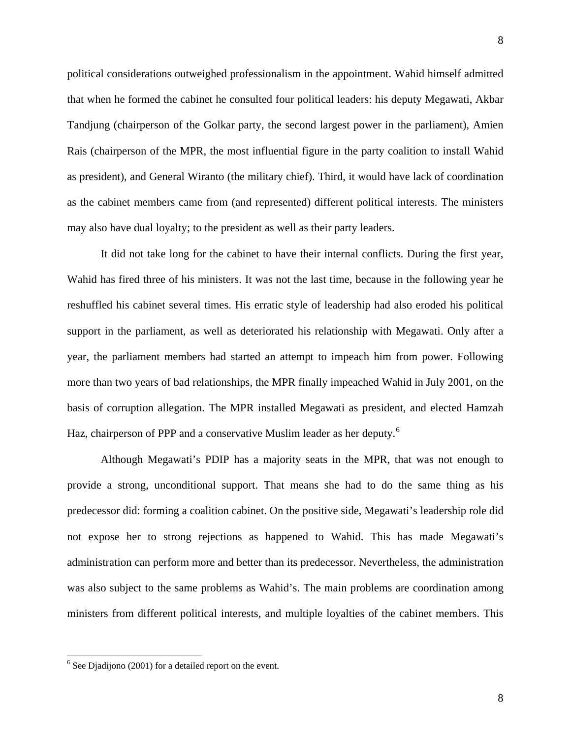political considerations outweighed professionalism in the appointment. Wahid himself admitted that when he formed the cabinet he consulted four political leaders: his deputy Megawati, Akbar Tandjung (chairperson of the Golkar party, the second largest power in the parliament), Amien Rais (chairperson of the MPR, the most influential figure in the party coalition to install Wahid as president), and General Wiranto (the military chief). Third, it would have lack of coordination as the cabinet members came from (and represented) different political interests. The ministers may also have dual loyalty; to the president as well as their party leaders.

It did not take long for the cabinet to have their internal conflicts. During the first year, Wahid has fired three of his ministers. It was not the last time, because in the following year he reshuffled his cabinet several times. His erratic style of leadership had also eroded his political support in the parliament, as well as deteriorated his relationship with Megawati. Only after a year, the parliament members had started an attempt to impeach him from power. Following more than two years of bad relationships, the MPR finally impeached Wahid in July 2001, on the basis of corruption allegation. The MPR installed Megawati as president, and elected Hamzah Haz, chairperson of PPP and a conservative Muslim leader as her deputy.[6]

Although Megawati's PDIP has a majority seats in the MPR, that was not enough to provide a strong, unconditional support. That means she had to do the same thing as his predecessor did: forming a coalition cabinet. On the positive side, Megawati's leadership role did not expose her to strong rejections as happened to Wahid. This has made Megawati's administration can perform more and better than its predecessor. Nevertheless, the administration was also subject to the same problems as Wahid's. The main problems are coordination among ministers from different political interests, and multiple loyalties of the cabinet members. This

[6] See Djadijono (2001) for a detailed report on the event.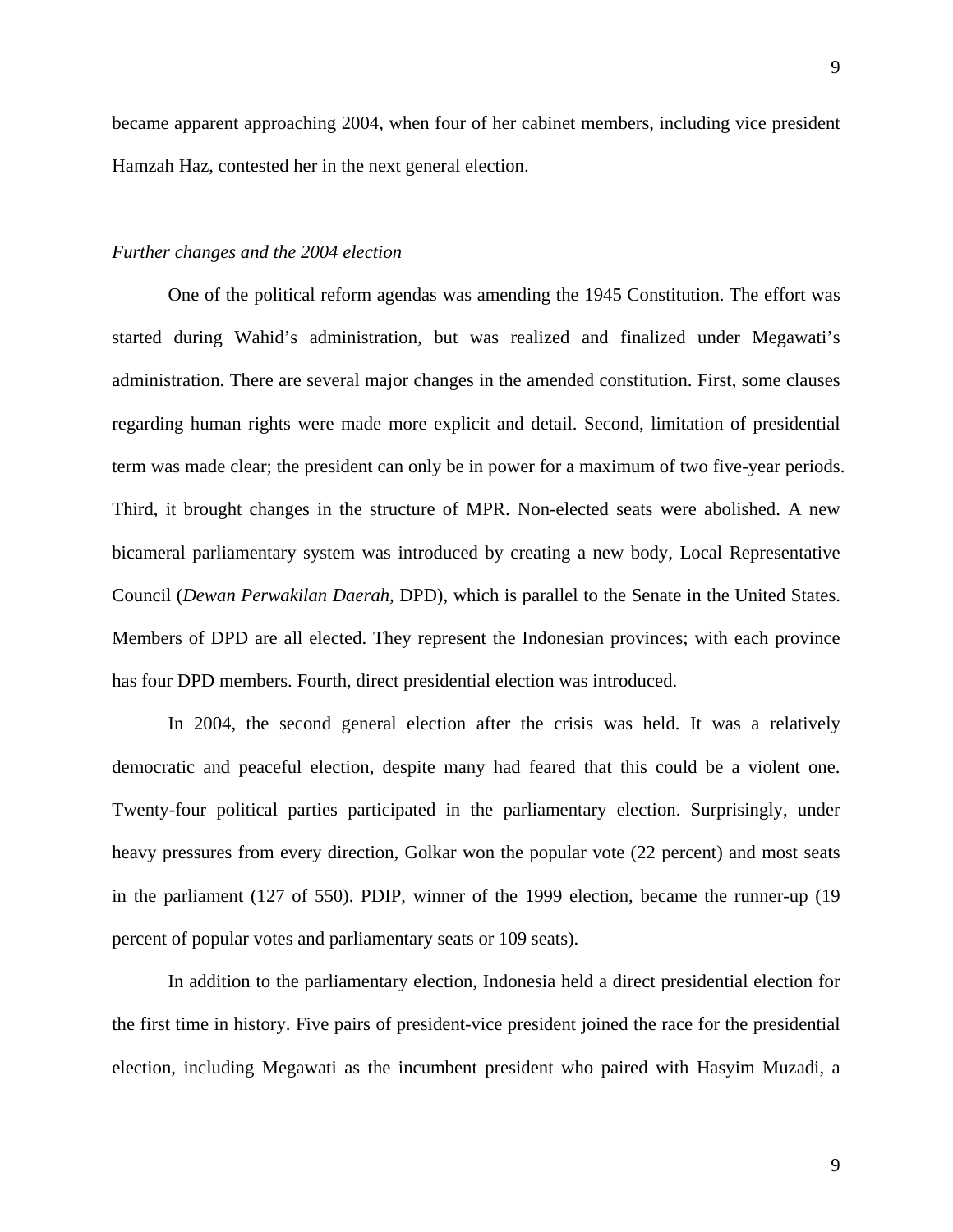became apparent approaching 2004, when four of her cabinet members, including vice president Hamzah Haz, contested her in the next general election.

*Further changes and the 2004 election*

One of the political reform agendas was amending the 1945 Constitution. The effort was started during Wahid's administration, but was realized and finalized under Megawati's administration. There are several major changes in the amended constitution. First, some clauses regarding human rights were made more explicit and detail. Second, limitation of presidential term was made clear; the president can only be in power for a maximum of two five-year periods. Third, it brought changes in the structure of MPR. Non-elected seats were abolished. A new bicameral parliamentary system was introduced by creating a new body, Local Representative Council (*Dewan Perwakilan Daerah,* DPD), which is parallel to the Senate in the United States. Members of DPD are all elected. They represent the Indonesian provinces; with each province has four DPD members. Fourth, direct presidential election was introduced.

In 2004, the second general election after the crisis was held. It was a relatively democratic and peaceful election, despite many had feared that this could be a violent one. Twenty-four political parties participated in the parliamentary election. Surprisingly, under heavy pressures from every direction, Golkar won the popular vote (22 percent) and most seats in the parliament (127 of 550). PDIP, winner of the 1999 election, became the runner-up (19 percent of popular votes and parliamentary seats or 109 seats).

In addition to the parliamentary election, Indonesia held a direct presidential election for the first time in history. Five pairs of president-vice president joined the race for the presidential election, including Megawati as the incumbent president who paired with Hasyim Muzadi, a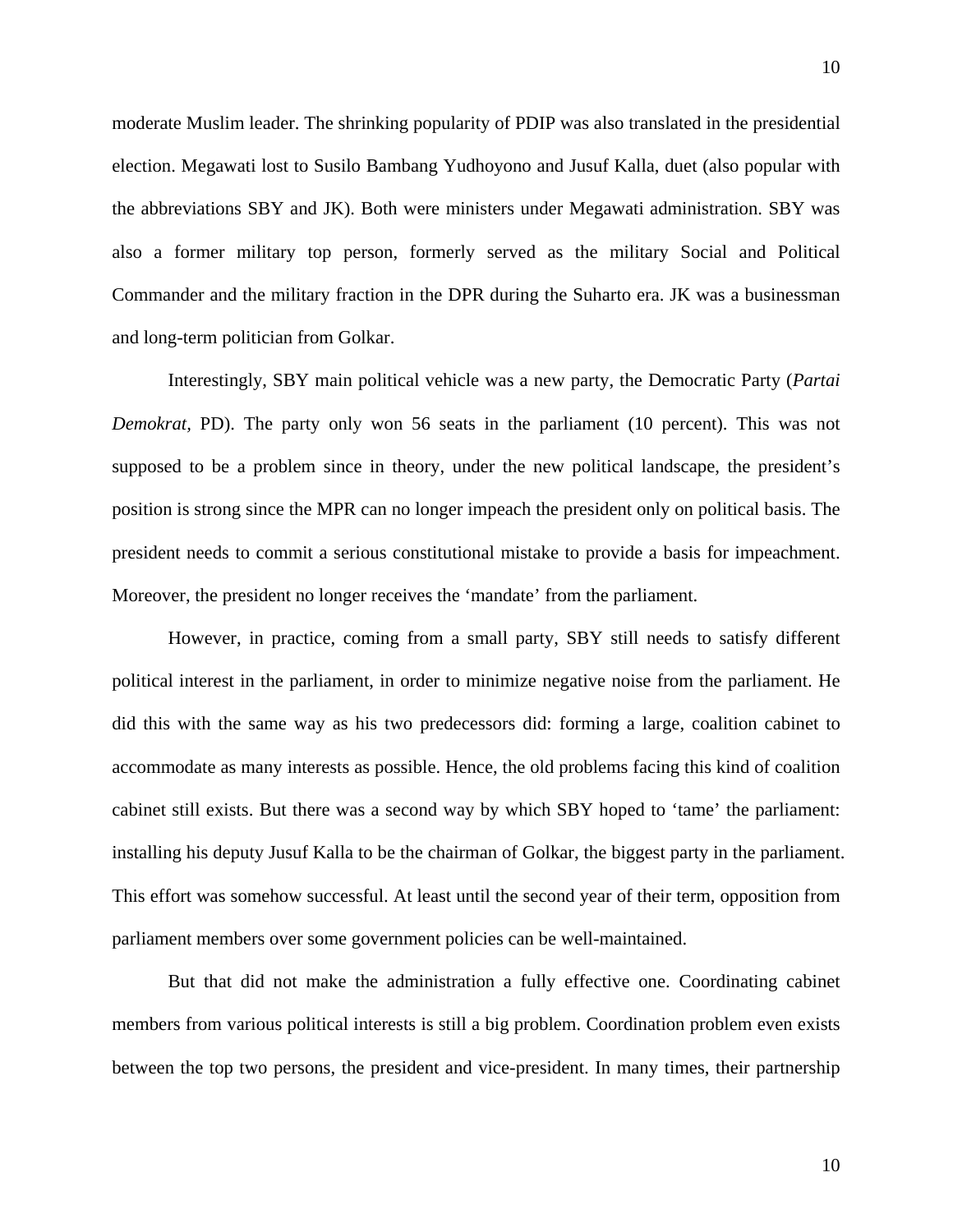moderate Muslim leader. The shrinking popularity of PDIP was also translated in the presidential election. Megawati lost to Susilo Bambang Yudhoyono and Jusuf Kalla, duet (also popular with the abbreviations SBY and JK). Both were ministers under Megawati administration. SBY was also a former military top person, formerly served as the military Social and Political Commander and the military fraction in the DPR during the Suharto era. JK was a businessman and long-term politician from Golkar.

Interestingly, SBY main political vehicle was a new party, the Democratic Party (*Partai Demokrat,* PD). The party only won 56 seats in the parliament (10 percent). This was not supposed to be a problem since in theory, under the new political landscape, the president's position is strong since the MPR can no longer impeach the president only on political basis. The president needs to commit a serious constitutional mistake to provide a basis for impeachment. Moreover, the president no longer receives the 'mandate' from the parliament.

However, in practice, coming from a small party, SBY still needs to satisfy different political interest in the parliament, in order to minimize negative noise from the parliament. He did this with the same way as his two predecessors did: forming a large, coalition cabinet to accommodate as many interests as possible. Hence, the old problems facing this kind of coalition cabinet still exists. But there was a second way by which SBY hoped to 'tame' the parliament: installing his deputy Jusuf Kalla to be the chairman of Golkar, the biggest party in the parliament. This effort was somehow successful. At least until the second year of their term, opposition from parliament members over some government policies can be well-maintained.

But that did not make the administration a fully effective one. Coordinating cabinet members from various political interests is still a big problem. Coordination problem even exists between the top two persons, the president and vice-president. In many times, their partnership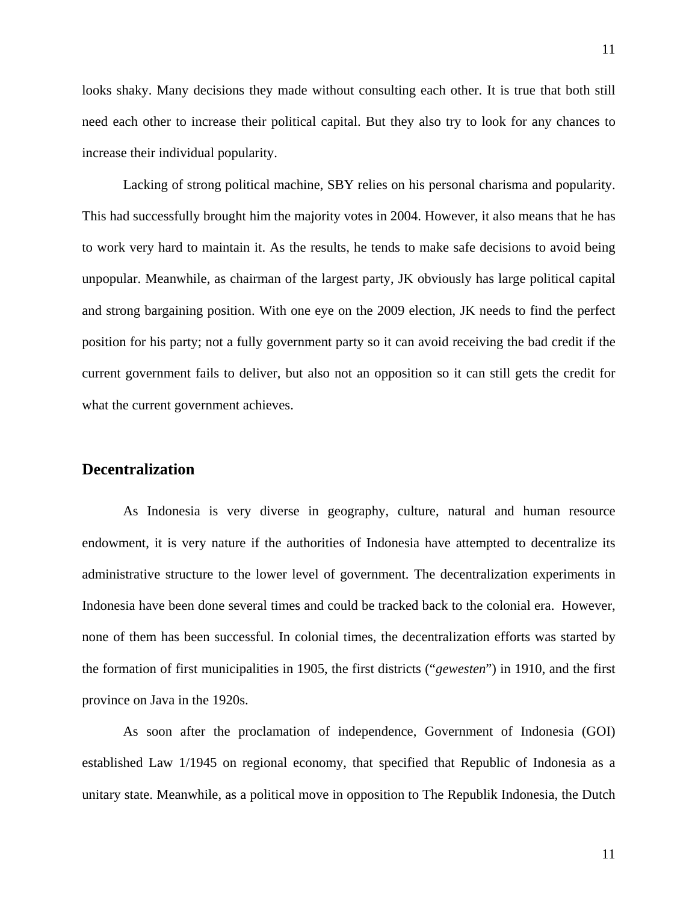looks shaky. Many decisions they made without consulting each other. It is true that both still need each other to increase their political capital. But they also try to look for any chances to increase their individual popularity.

Lacking of strong political machine, SBY relies on his personal charisma and popularity. This had successfully brought him the majority votes in 2004. However, it also means that he has to work very hard to maintain it. As the results, he tends to make safe decisions to avoid being unpopular. Meanwhile, as chairman of the largest party, JK obviously has large political capital and strong bargaining position. With one eye on the 2009 election, JK needs to find the perfect position for his party; not a fully government party so it can avoid receiving the bad credit if the current government fails to deliver, but also not an opposition so it can still gets the credit for what the current government achieves.

## Decentralization

As Indonesia is very diverse in geography, culture, natural and human resource endowment, it is very nature if the authorities of Indonesia have attempted to decentralize its administrative structure to the lower level of government. The decentralization experiments in Indonesia have been done several times and could be tracked back to the colonial era. However, none of them has been successful. In colonial times, the decentralization efforts was started by the formation of first municipalities in 1905, the first districts ("*gewesten*") in 1910, and the first province on Java in the 1920s.

As soon after the proclamation of independence, Government of Indonesia (GOI) established Law 1/1945 on regional economy, that specified that Republic of Indonesia as a unitary state. Meanwhile, as a political move in opposition to The Republik Indonesia, the Dutch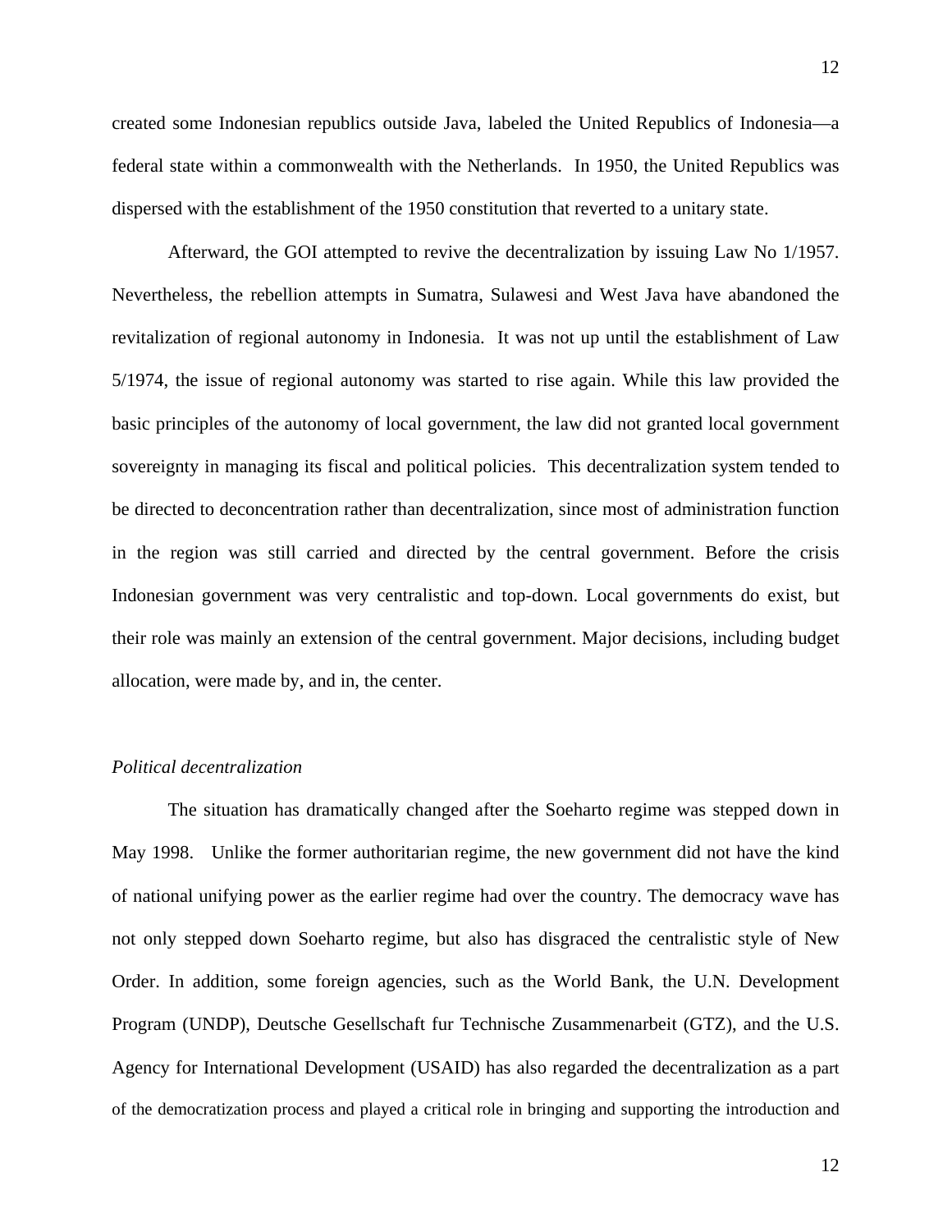created some Indonesian republics outside Java, labeled the United Republics of Indonesia—a federal state within a commonwealth with the Netherlands. In 1950, the United Republics was dispersed with the establishment of the 1950 constitution that reverted to a unitary state.

Afterward, the GOI attempted to revive the decentralization by issuing Law No 1/1957. Nevertheless, the rebellion attempts in Sumatra, Sulawesi and West Java have abandoned the revitalization of regional autonomy in Indonesia. It was not up until the establishment of Law 5/1974, the issue of regional autonomy was started to rise again. While this law provided the basic principles of the autonomy of local government, the law did not granted local government sovereignty in managing its fiscal and political policies. This decentralization system tended to be directed to deconcentration rather than decentralization, since most of administration function in the region was still carried and directed by the central government. Before the crisis Indonesian government was very centralistic and top-down. Local governments do exist, but their role was mainly an extension of the central government. Major decisions, including budget allocation, were made by, and in, the center.

*Political decentralization*

The situation has dramatically changed after the Soeharto regime was stepped down in May 1998. Unlike the former authoritarian regime, the new government did not have the kind of national unifying power as the earlier regime had over the country. The democracy wave has not only stepped down Soeharto regime, but also has disgraced the centralistic style of New Order. In addition, some foreign agencies, such as the World Bank, the U.N. Development Program (UNDP), Deutsche Gesellschaft fur Technische Zusammenarbeit (GTZ), and the U.S. Agency for International Development (USAID) has also regarded the decentralization as a part of the democratization process and played a critical role in bringing and supporting the introduction and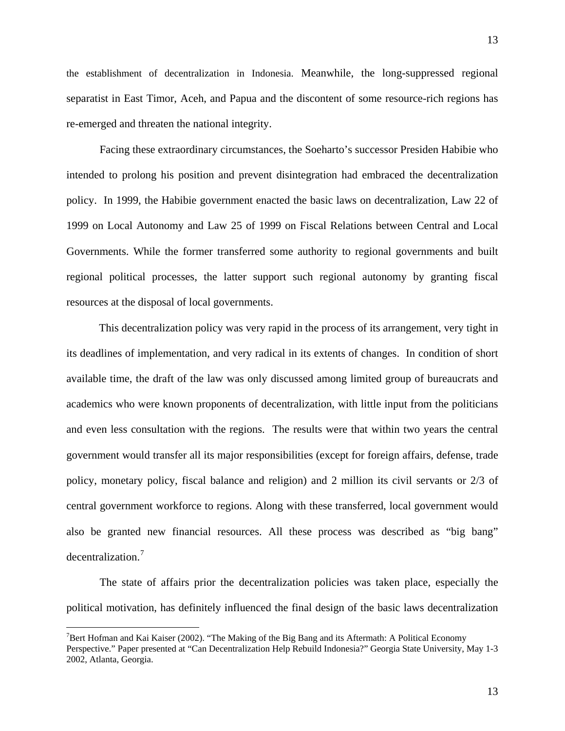the establishment of decentralization in Indonesia. Meanwhile, the long-suppressed regional separatist in East Timor, Aceh, and Papua and the discontent of some resource-rich regions has re-emerged and threaten the national integrity.

Facing these extraordinary circumstances, the Soeharto's successor Presiden Habibie who intended to prolong his position and prevent disintegration had embraced the decentralization policy. In 1999, the Habibie government enacted the basic laws on decentralization, Law 22 of 1999 on Local Autonomy and Law 25 of 1999 on Fiscal Relations between Central and Local Governments. While the former transferred some authority to regional governments and built regional political processes, the latter support such regional autonomy by granting fiscal resources at the disposal of local governments.

This decentralization policy was very rapid in the process of its arrangement, very tight in its deadlines of implementation, and very radical in its extents of changes. In condition of short available time, the draft of the law was only discussed among limited group of bureaucrats and academics who were known proponents of decentralization, with little input from the politicians and even less consultation with the regions. The results were that within two years the central government would transfer all its major responsibilities (except for foreign affairs, defense, trade policy, monetary policy, fiscal balance and religion) and 2 million its civil servants or 2/3 of central government workforce to regions. Along with these transferred, local government would also be granted new financial resources. All these process was described as "big bang" decentralization.[7]

The state of affairs prior the decentralization policies was taken place, especially the political motivation, has definitely influenced the final design of the basic laws decentralization

[7]Bert Hofman and Kai Kaiser (2002). "The Making of the Big Bang and its Aftermath: A Political Economy Perspective." Paper presented at "Can Decentralization Help Rebuild Indonesia?" Georgia State University, May 1-3 2002, Atlanta, Georgia.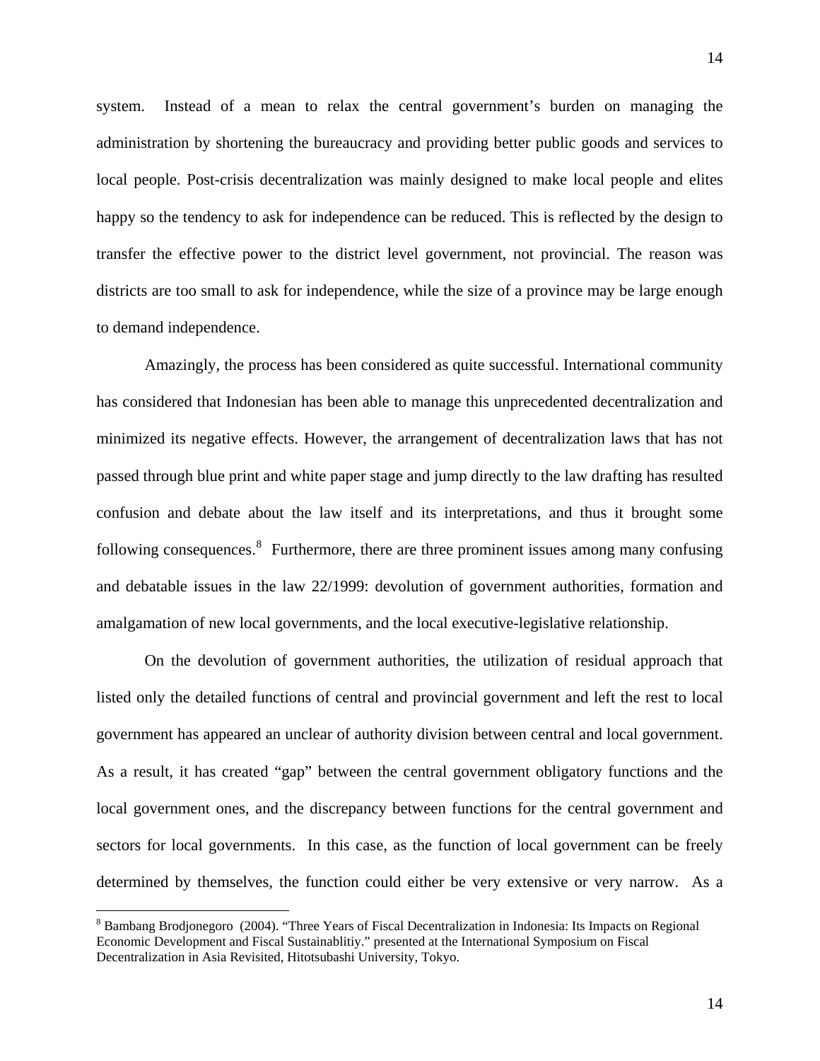system. Instead of a mean to relax the central government's burden on managing the administration by shortening the bureaucracy and providing better public goods and services to local people. Post-crisis decentralization was mainly designed to make local people and elites happy so the tendency to ask for independence can be reduced. This is reflected by the design to transfer the effective power to the district level government, not provincial. The reason was districts are too small to ask for independence, while the size of a province may be large enough to demand independence.

Amazingly, the process has been considered as quite successful. International community has considered that Indonesian has been able to manage this unprecedented decentralization and minimized its negative effects. However, the arrangement of decentralization laws that has not passed through blue print and white paper stage and jump directly to the law drafting has resulted confusion and debate about the law itself and its interpretations, and thus it brought some following consequences.[8] Furthermore, there are three prominent issues among many confusing and debatable issues in the law 22/1999: devolution of government authorities, formation and amalgamation of new local governments, and the local executive-legislative relationship.

On the devolution of government authorities, the utilization of residual approach that listed only the detailed functions of central and provincial government and left the rest to local government has appeared an unclear of authority division between central and local government. As a result, it has created "gap" between the central government obligatory functions and the local government ones, and the discrepancy between functions for the central government and sectors for local governments. In this case, as the function of local government can be freely determined by themselves, the function could either be very extensive or very narrow. As a

[8] Bambang Brodjonegoro (2004). "Three Years of Fiscal Decentralization in Indonesia: Its Impacts on Regional Economic Development and Fiscal Sustainablitiy." presented at the International Symposium on Fiscal Decentralization in Asia Revisited, Hitotsubashi University, Tokyo.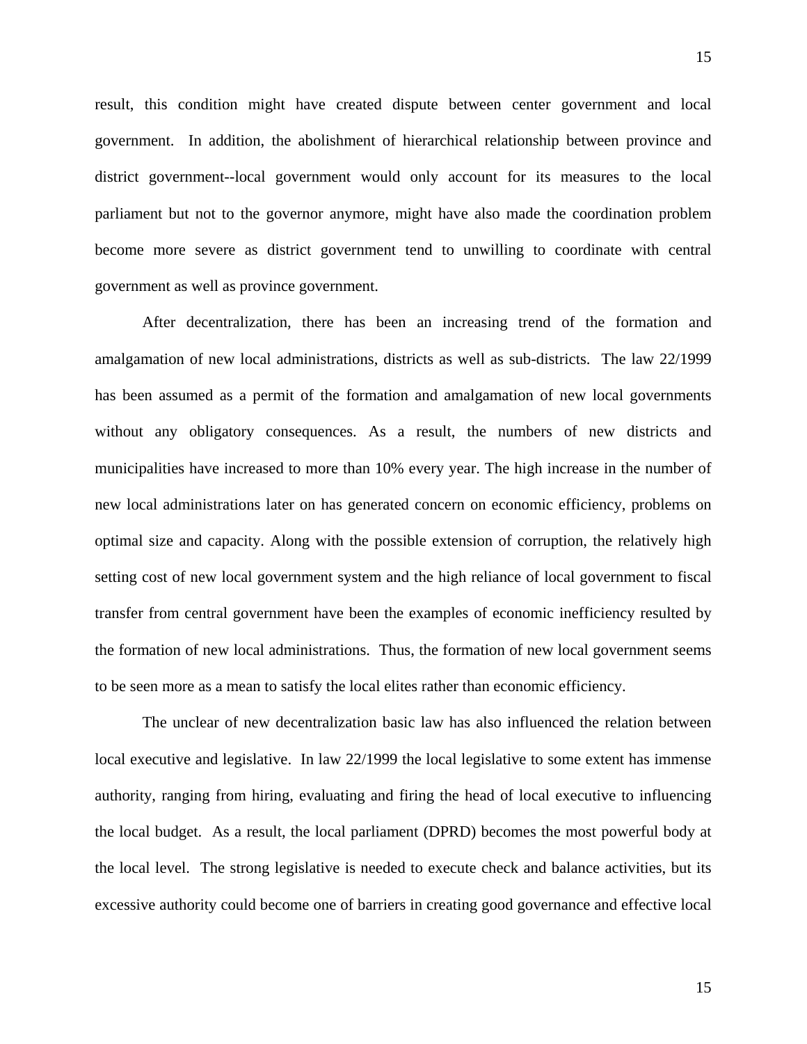result, this condition might have created dispute between center government and local government. In addition, the abolishment of hierarchical relationship between province and district government--local government would only account for its measures to the local parliament but not to the governor anymore, might have also made the coordination problem become more severe as district government tend to unwilling to coordinate with central government as well as province government.

After decentralization, there has been an increasing trend of the formation and amalgamation of new local administrations, districts as well as sub-districts. The law 22/1999 has been assumed as a permit of the formation and amalgamation of new local governments without any obligatory consequences. As a result, the numbers of new districts and municipalities have increased to more than 10% every year. The high increase in the number of new local administrations later on has generated concern on economic efficiency, problems on optimal size and capacity. Along with the possible extension of corruption, the relatively high setting cost of new local government system and the high reliance of local government to fiscal transfer from central government have been the examples of economic inefficiency resulted by the formation of new local administrations. Thus, the formation of new local government seems to be seen more as a mean to satisfy the local elites rather than economic efficiency.

The unclear of new decentralization basic law has also influenced the relation between local executive and legislative. In law 22/1999 the local legislative to some extent has immense authority, ranging from hiring, evaluating and firing the head of local executive to influencing the local budget. As a result, the local parliament (DPRD) becomes the most powerful body at the local level. The strong legislative is needed to execute check and balance activities, but its excessive authority could become one of barriers in creating good governance and effective local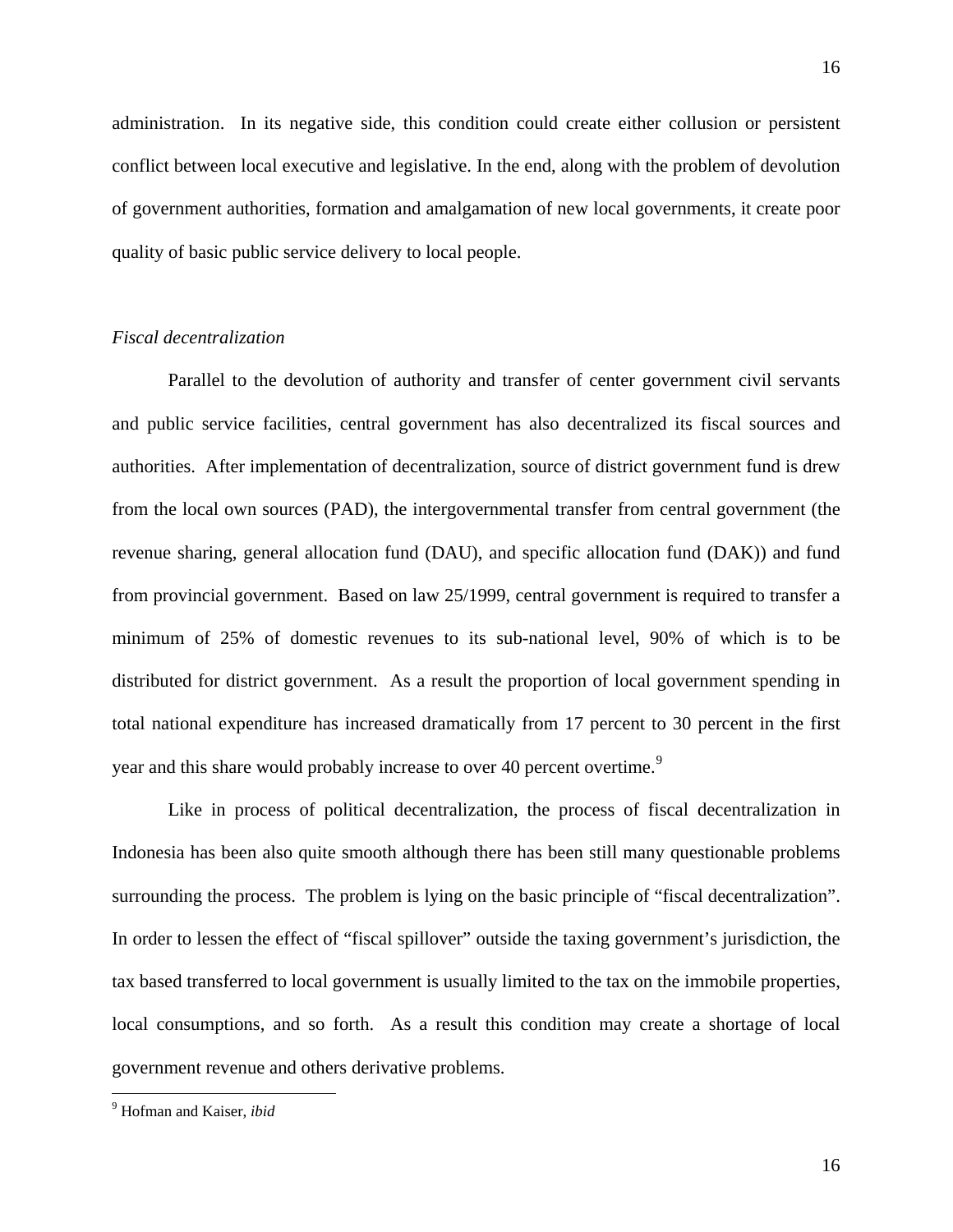administration. In its negative side, this condition could create either collusion or persistent conflict between local executive and legislative. In the end, along with the problem of devolution of government authorities, formation and amalgamation of new local governments, it create poor quality of basic public service delivery to local people.

*Fiscal decentralization*

Parallel to the devolution of authority and transfer of center government civil servants and public service facilities, central government has also decentralized its fiscal sources and authorities. After implementation of decentralization, source of district government fund is drew from the local own sources (PAD), the intergovernmental transfer from central government (the revenue sharing, general allocation fund (DAU), and specific allocation fund (DAK)) and fund from provincial government. Based on law 25/1999, central government is required to transfer a minimum of 25% of domestic revenues to its sub-national level, 90% of which is to be distributed for district government. As a result the proportion of local government spending in total national expenditure has increased dramatically from 17 percent to 30 percent in the first year and this share would probably increase to over 40 percent overtime.[9]

Like in process of political decentralization, the process of fiscal decentralization in Indonesia has been also quite smooth although there has been still many questionable problems surrounding the process. The problem is lying on the basic principle of "fiscal decentralization". In order to lessen the effect of "fiscal spillover" outside the taxing government's jurisdiction, the tax based transferred to local government is usually limited to the tax on the immobile properties, local consumptions, and so forth. As a result this condition may create a shortage of local government revenue and others derivative problems.

---

[9] Hofman and Kaiser, *ibid*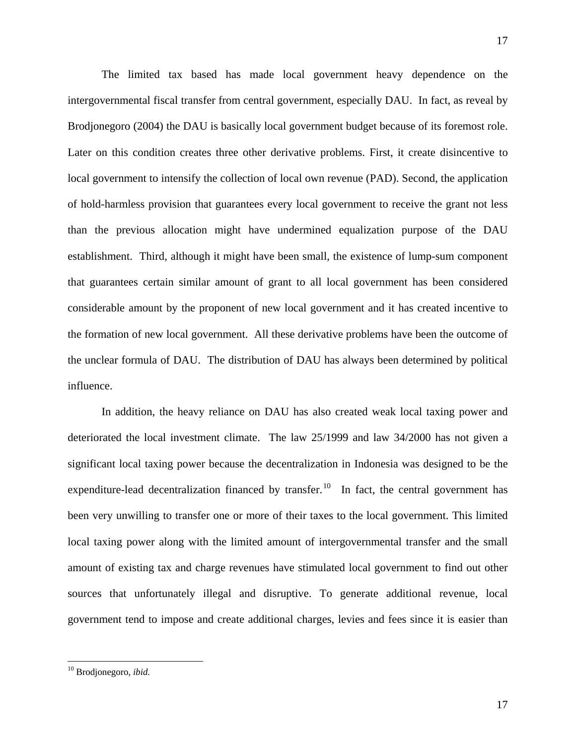The limited tax based has made local government heavy dependence on the intergovernmental fiscal transfer from central government, especially DAU. In fact, as reveal by Brodjonegoro (2004) the DAU is basically local government budget because of its foremost role. Later on this condition creates three other derivative problems. First, it create disincentive to local government to intensify the collection of local own revenue (PAD). Second, the application of hold-harmless provision that guarantees every local government to receive the grant not less than the previous allocation might have undermined equalization purpose of the DAU establishment. Third, although it might have been small, the existence of lump-sum component that guarantees certain similar amount of grant to all local government has been considered considerable amount by the proponent of new local government and it has created incentive to the formation of new local government. All these derivative problems have been the outcome of the unclear formula of DAU. The distribution of DAU has always been determined by political influence.

In addition, the heavy reliance on DAU has also created weak local taxing power and deteriorated the local investment climate. The law 25/1999 and law 34/2000 has not given a significant local taxing power because the decentralization in Indonesia was designed to be the expenditure-lead decentralization financed by transfer.[10] In fact, the central government has been very unwilling to transfer one or more of their taxes to the local government. This limited local taxing power along with the limited amount of intergovernmental transfer and the small amount of existing tax and charge revenues have stimulated local government to find out other sources that unfortunately illegal and disruptive. To generate additional revenue, local government tend to impose and create additional charges, levies and fees since it is easier than

---

[10] Brodjonegoro, *ibid.*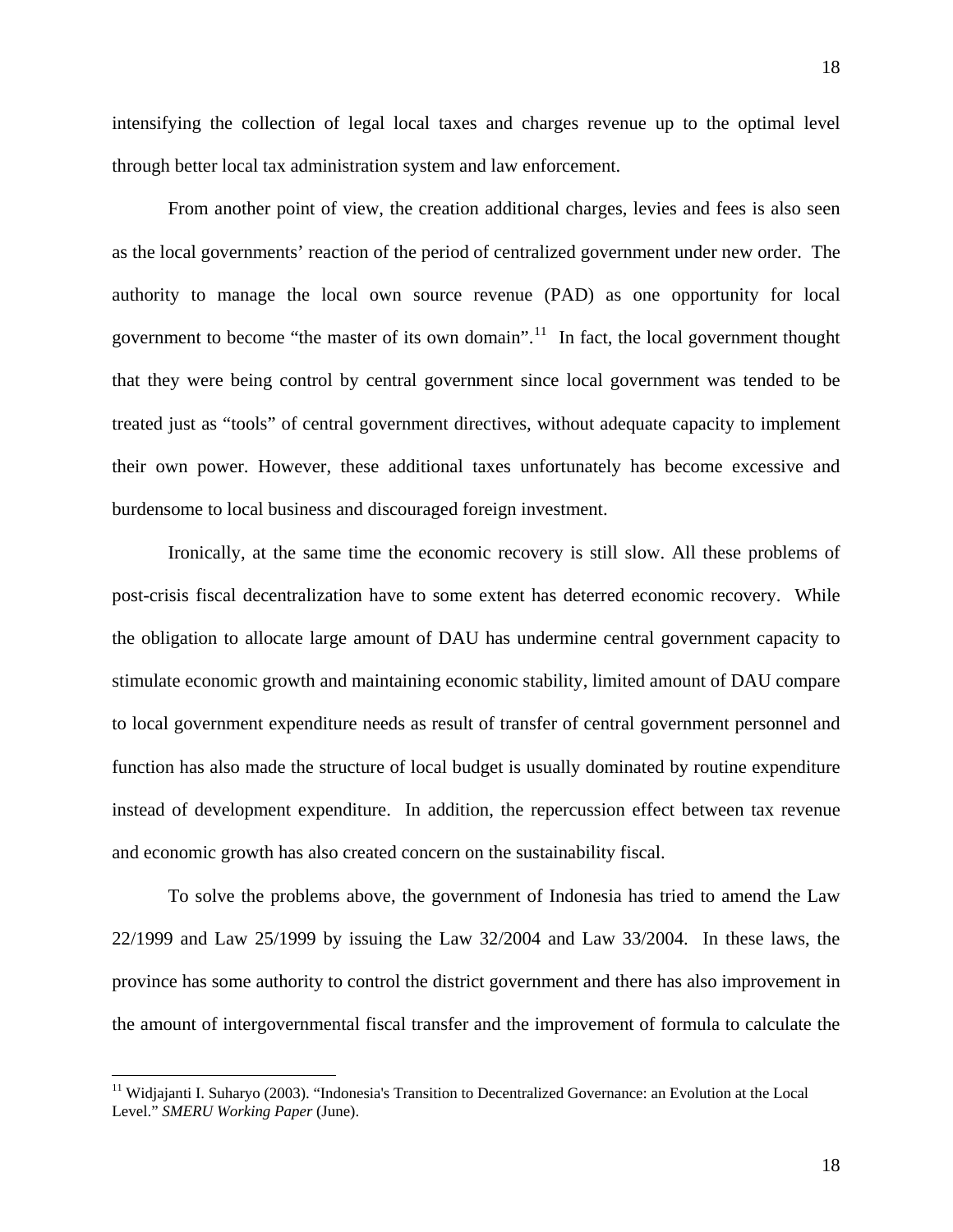intensifying the collection of legal local taxes and charges revenue up to the optimal level through better local tax administration system and law enforcement.

From another point of view, the creation additional charges, levies and fees is also seen as the local governments' reaction of the period of centralized government under new order. The authority to manage the local own source revenue (PAD) as one opportunity for local government to become "the master of its own domain".[11] In fact, the local government thought that they were being control by central government since local government was tended to be treated just as "tools" of central government directives, without adequate capacity to implement their own power. However, these additional taxes unfortunately has become excessive and burdensome to local business and discouraged foreign investment.

Ironically, at the same time the economic recovery is still slow. All these problems of post-crisis fiscal decentralization have to some extent has deterred economic recovery. While the obligation to allocate large amount of DAU has undermine central government capacity to stimulate economic growth and maintaining economic stability, limited amount of DAU compare to local government expenditure needs as result of transfer of central government personnel and function has also made the structure of local budget is usually dominated by routine expenditure instead of development expenditure. In addition, the repercussion effect between tax revenue and economic growth has also created concern on the sustainability fiscal.

To solve the problems above, the government of Indonesia has tried to amend the Law 22/1999 and Law 25/1999 by issuing the Law 32/2004 and Law 33/2004. In these laws, the province has some authority to control the district government and there has also improvement in the amount of intergovernmental fiscal transfer and the improvement of formula to calculate the

---

[11] Widjajanti I. Suharyo (2003). "Indonesia's Transition to Decentralized Governance: an Evolution at the Local Level." *SMERU Working Paper* (June).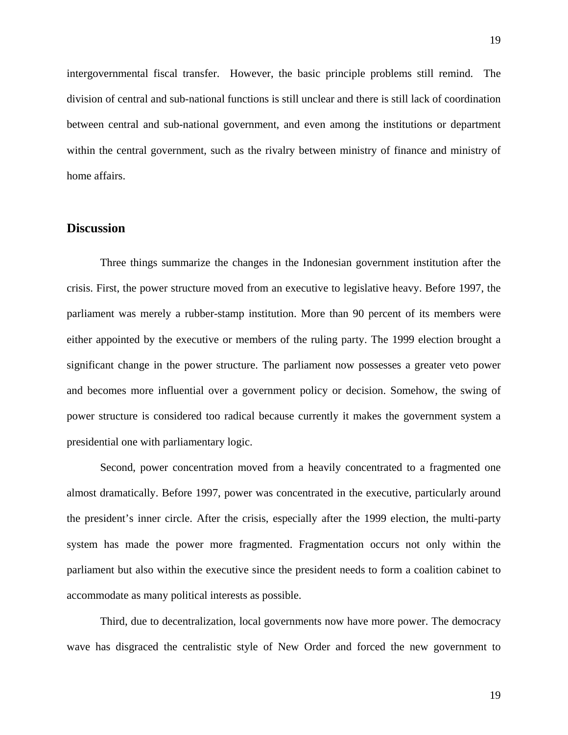intergovernmental fiscal transfer. However, the basic principle problems still remind. The division of central and sub-national functions is still unclear and there is still lack of coordination between central and sub-national government, and even among the institutions or department within the central government, such as the rivalry between ministry of finance and ministry of home affairs.

## Discussion

Three things summarize the changes in the Indonesian government institution after the crisis. First, the power structure moved from an executive to legislative heavy. Before 1997, the parliament was merely a rubber-stamp institution. More than 90 percent of its members were either appointed by the executive or members of the ruling party. The 1999 election brought a significant change in the power structure. The parliament now possesses a greater veto power and becomes more influential over a government policy or decision. Somehow, the swing of power structure is considered too radical because currently it makes the government system a presidential one with parliamentary logic.

Second, power concentration moved from a heavily concentrated to a fragmented one almost dramatically. Before 1997, power was concentrated in the executive, particularly around the president's inner circle. After the crisis, especially after the 1999 election, the multi-party system has made the power more fragmented. Fragmentation occurs not only within the parliament but also within the executive since the president needs to form a coalition cabinet to accommodate as many political interests as possible.

Third, due to decentralization, local governments now have more power. The democracy wave has disgraced the centralistic style of New Order and forced the new government to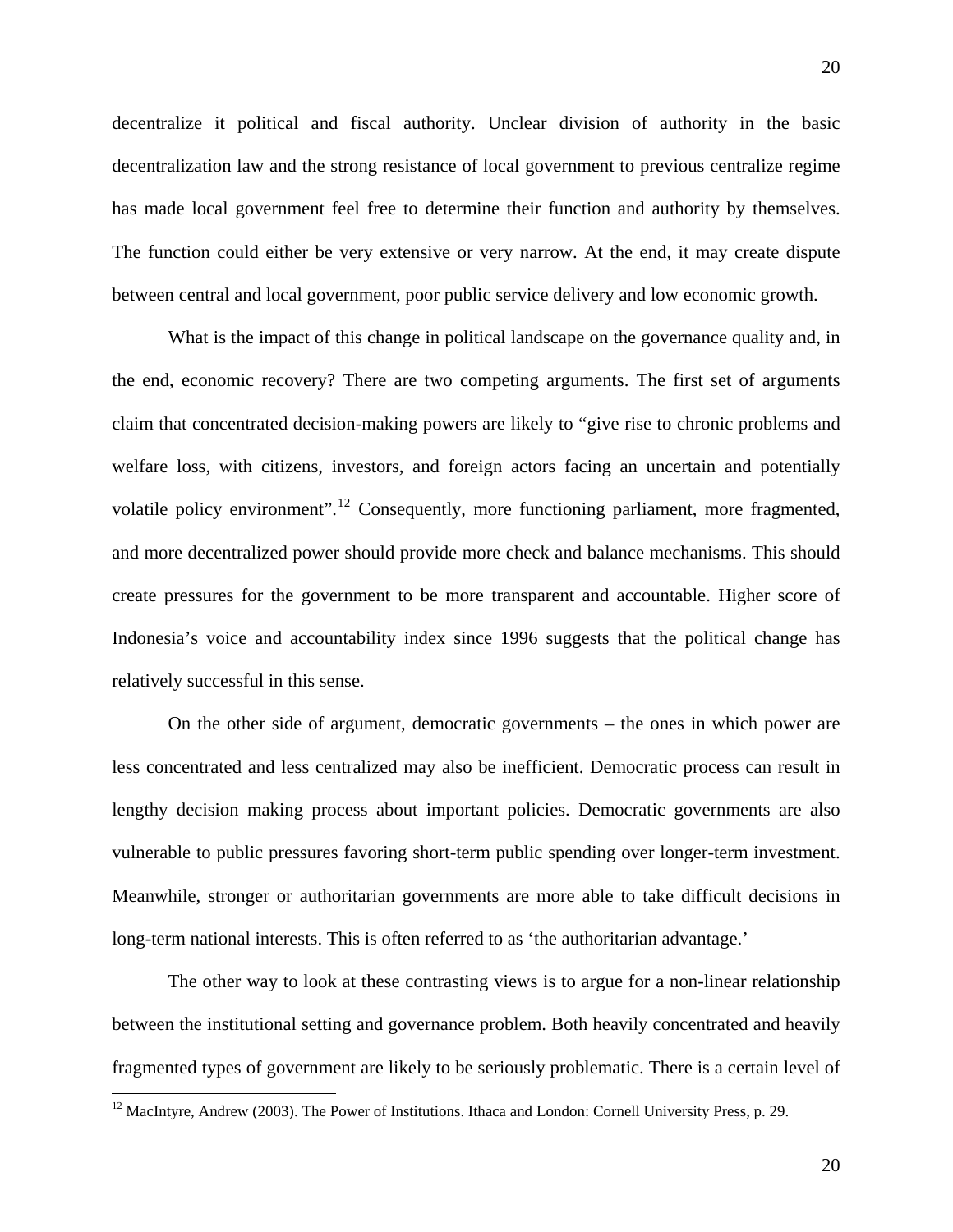decentralize it political and fiscal authority. Unclear division of authority in the basic decentralization law and the strong resistance of local government to previous centralize regime has made local government feel free to determine their function and authority by themselves. The function could either be very extensive or very narrow. At the end, it may create dispute between central and local government, poor public service delivery and low economic growth.

What is the impact of this change in political landscape on the governance quality and, in the end, economic recovery? There are two competing arguments. The first set of arguments claim that concentrated decision-making powers are likely to "give rise to chronic problems and welfare loss, with citizens, investors, and foreign actors facing an uncertain and potentially volatile policy environment".[12] Consequently, more functioning parliament, more fragmented, and more decentralized power should provide more check and balance mechanisms. This should create pressures for the government to be more transparent and accountable. Higher score of Indonesia's voice and accountability index since 1996 suggests that the political change has relatively successful in this sense.

On the other side of argument, democratic governments – the ones in which power are less concentrated and less centralized may also be inefficient. Democratic process can result in lengthy decision making process about important policies. Democratic governments are also vulnerable to public pressures favoring short-term public spending over longer-term investment. Meanwhile, stronger or authoritarian governments are more able to take difficult decisions in long-term national interests. This is often referred to as 'the authoritarian advantage.'

The other way to look at these contrasting views is to argue for a non-linear relationship between the institutional setting and governance problem. Both heavily concentrated and heavily fragmented types of government are likely to be seriously problematic. There is a certain level of

[12] MacIntyre, Andrew (2003). The Power of Institutions. Ithaca and London: Cornell University Press, p. 29.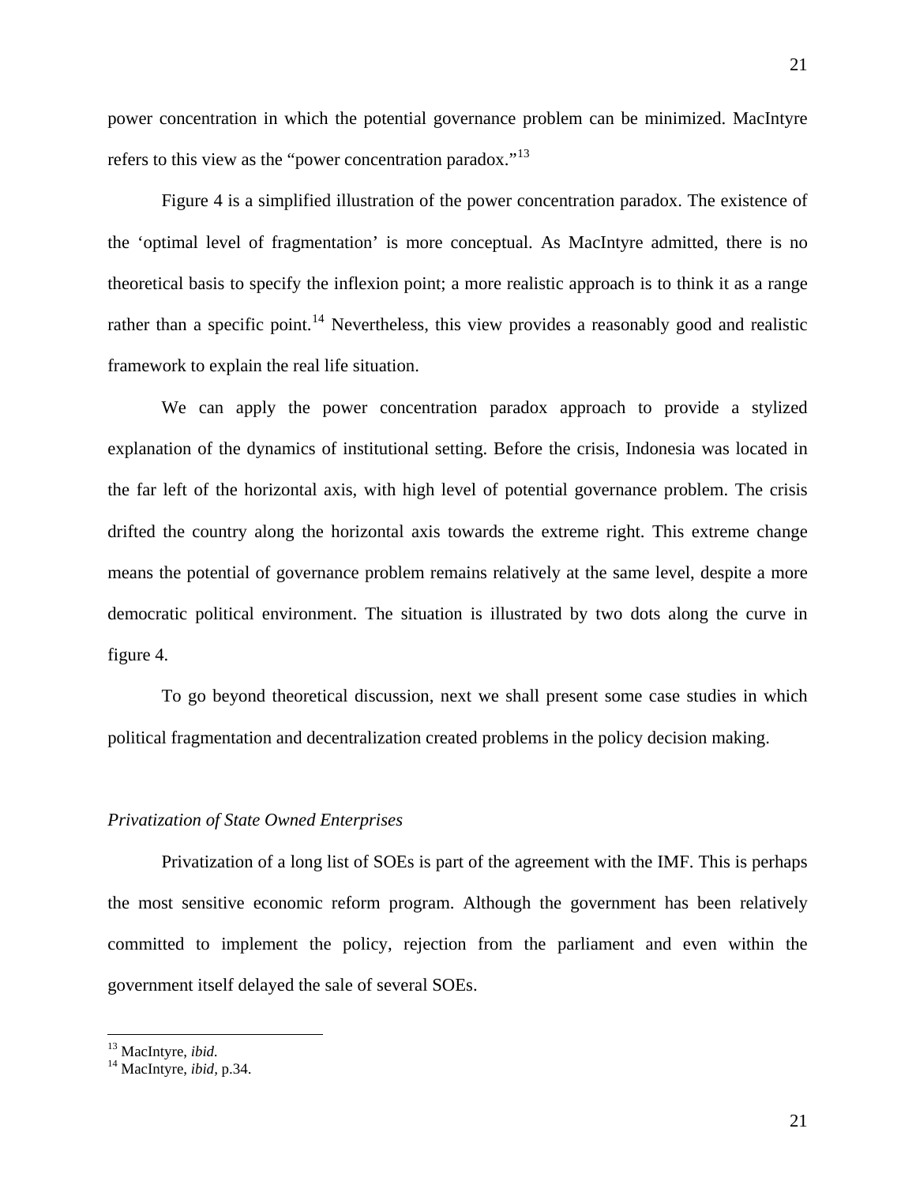power concentration in which the potential governance problem can be minimized. MacIntyre refers to this view as the "power concentration paradox."[13]

Figure 4 is a simplified illustration of the power concentration paradox. The existence of the 'optimal level of fragmentation' is more conceptual. As MacIntyre admitted, there is no theoretical basis to specify the inflexion point; a more realistic approach is to think it as a range rather than a specific point.[14] Nevertheless, this view provides a reasonably good and realistic framework to explain the real life situation.

We can apply the power concentration paradox approach to provide a stylized explanation of the dynamics of institutional setting. Before the crisis, Indonesia was located in the far left of the horizontal axis, with high level of potential governance problem. The crisis drifted the country along the horizontal axis towards the extreme right. This extreme change means the potential of governance problem remains relatively at the same level, despite a more democratic political environment. The situation is illustrated by two dots along the curve in figure 4.

To go beyond theoretical discussion, next we shall present some case studies in which political fragmentation and decentralization created problems in the policy decision making.

*Privatization of State Owned Enterprises*

Privatization of a long list of SOEs is part of the agreement with the IMF. This is perhaps the most sensitive economic reform program. Although the government has been relatively committed to implement the policy, rejection from the parliament and even within the government itself delayed the sale of several SOEs.

---

[13] MacIntyre, *ibid.*

[14] MacIntyre, *ibid*, p.34.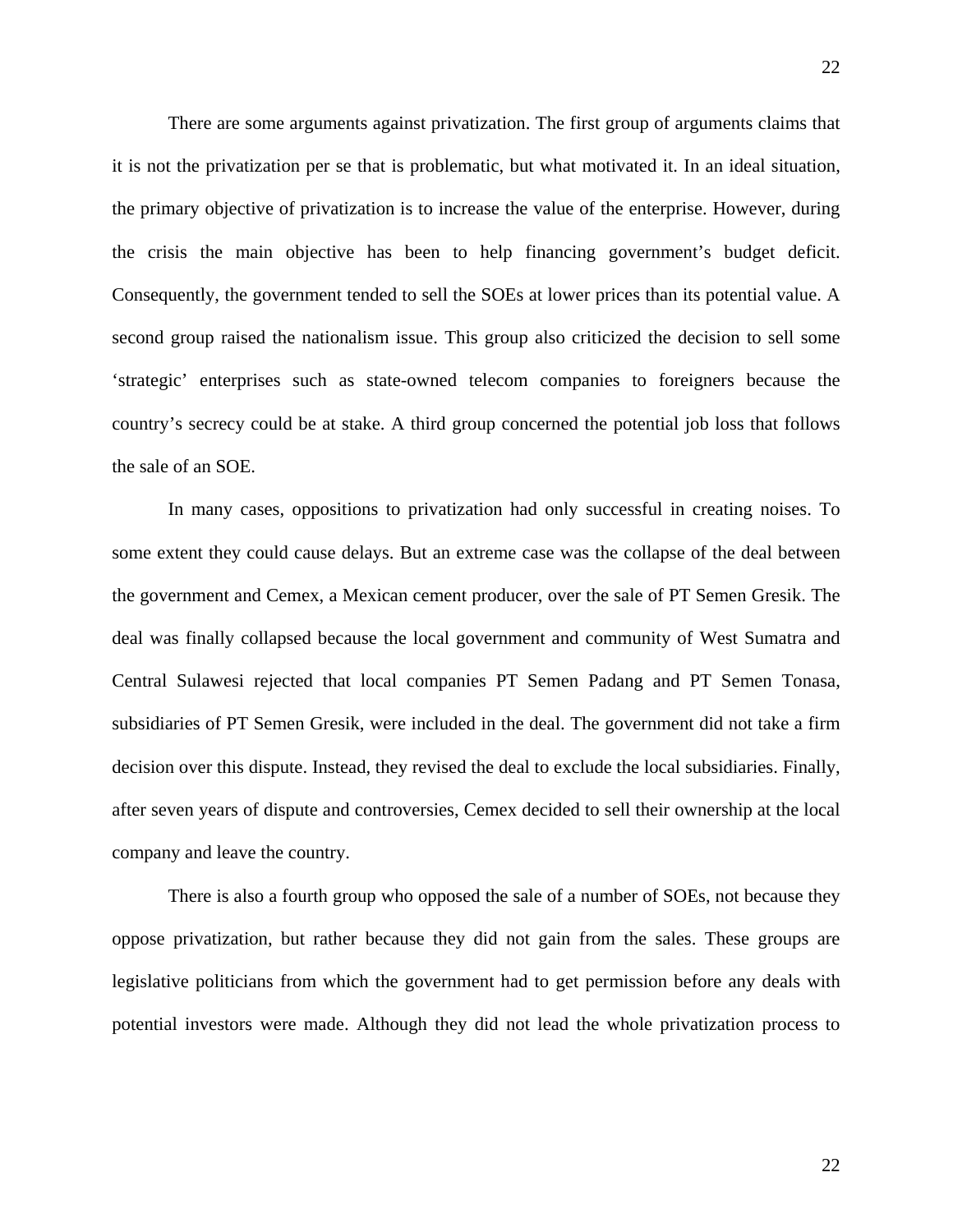There are some arguments against privatization. The first group of arguments claims that it is not the privatization per se that is problematic, but what motivated it. In an ideal situation, the primary objective of privatization is to increase the value of the enterprise. However, during the crisis the main objective has been to help financing government's budget deficit. Consequently, the government tended to sell the SOEs at lower prices than its potential value. A second group raised the nationalism issue. This group also criticized the decision to sell some 'strategic' enterprises such as state-owned telecom companies to foreigners because the country's secrecy could be at stake. A third group concerned the potential job loss that follows the sale of an SOE.

In many cases, oppositions to privatization had only successful in creating noises. To some extent they could cause delays. But an extreme case was the collapse of the deal between the government and Cemex, a Mexican cement producer, over the sale of PT Semen Gresik. The deal was finally collapsed because the local government and community of West Sumatra and Central Sulawesi rejected that local companies PT Semen Padang and PT Semen Tonasa, subsidiaries of PT Semen Gresik, were included in the deal. The government did not take a firm decision over this dispute. Instead, they revised the deal to exclude the local subsidiaries. Finally, after seven years of dispute and controversies, Cemex decided to sell their ownership at the local company and leave the country.

There is also a fourth group who opposed the sale of a number of SOEs, not because they oppose privatization, but rather because they did not gain from the sales. These groups are legislative politicians from which the government had to get permission before any deals with potential investors were made. Although they did not lead the whole privatization process to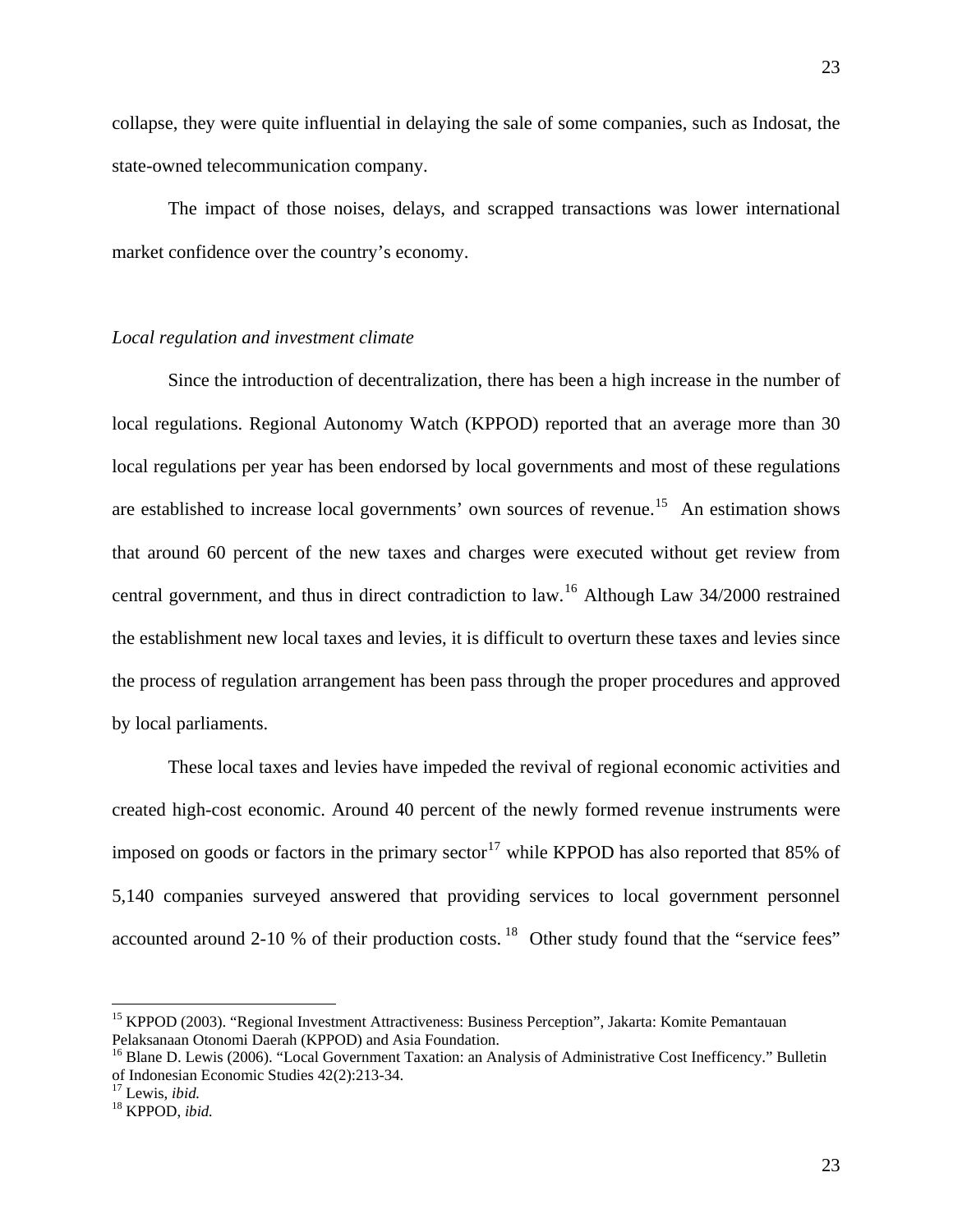collapse, they were quite influential in delaying the sale of some companies, such as Indosat, the state-owned telecommunication company.

The impact of those noises, delays, and scrapped transactions was lower international market confidence over the country's economy.

*Local regulation and investment climate*

Since the introduction of decentralization, there has been a high increase in the number of local regulations. Regional Autonomy Watch (KPPOD) reported that an average more than 30 local regulations per year has been endorsed by local governments and most of these regulations are established to increase local governments' own sources of revenue.[15] An estimation shows that around 60 percent of the new taxes and charges were executed without get review from central government, and thus in direct contradiction to law.[16] Although Law 34/2000 restrained the establishment new local taxes and levies, it is difficult to overturn these taxes and levies since the process of regulation arrangement has been pass through the proper procedures and approved by local parliaments.

These local taxes and levies have impeded the revival of regional economic activities and created high-cost economic. Around 40 percent of the newly formed revenue instruments were imposed on goods or factors in the primary sector[17] while KPPOD has also reported that 85% of 5,140 companies surveyed answered that providing services to local government personnel accounted around 2-10 % of their production costs.[18] Other study found that the "service fees"

[15] KPPOD (2003). "Regional Investment Attractiveness: Business Perception", Jakarta: Komite Pemantauan Pelaksanaan Otonomi Daerah (KPPOD) and Asia Foundation.

[16] Blane D. Lewis (2006). "Local Government Taxation: an Analysis of Administrative Cost Inefficency." Bulletin of Indonesian Economic Studies 42(2):213-34.

[17] Lewis, *ibid.*

[18] KPPOD, *ibid.*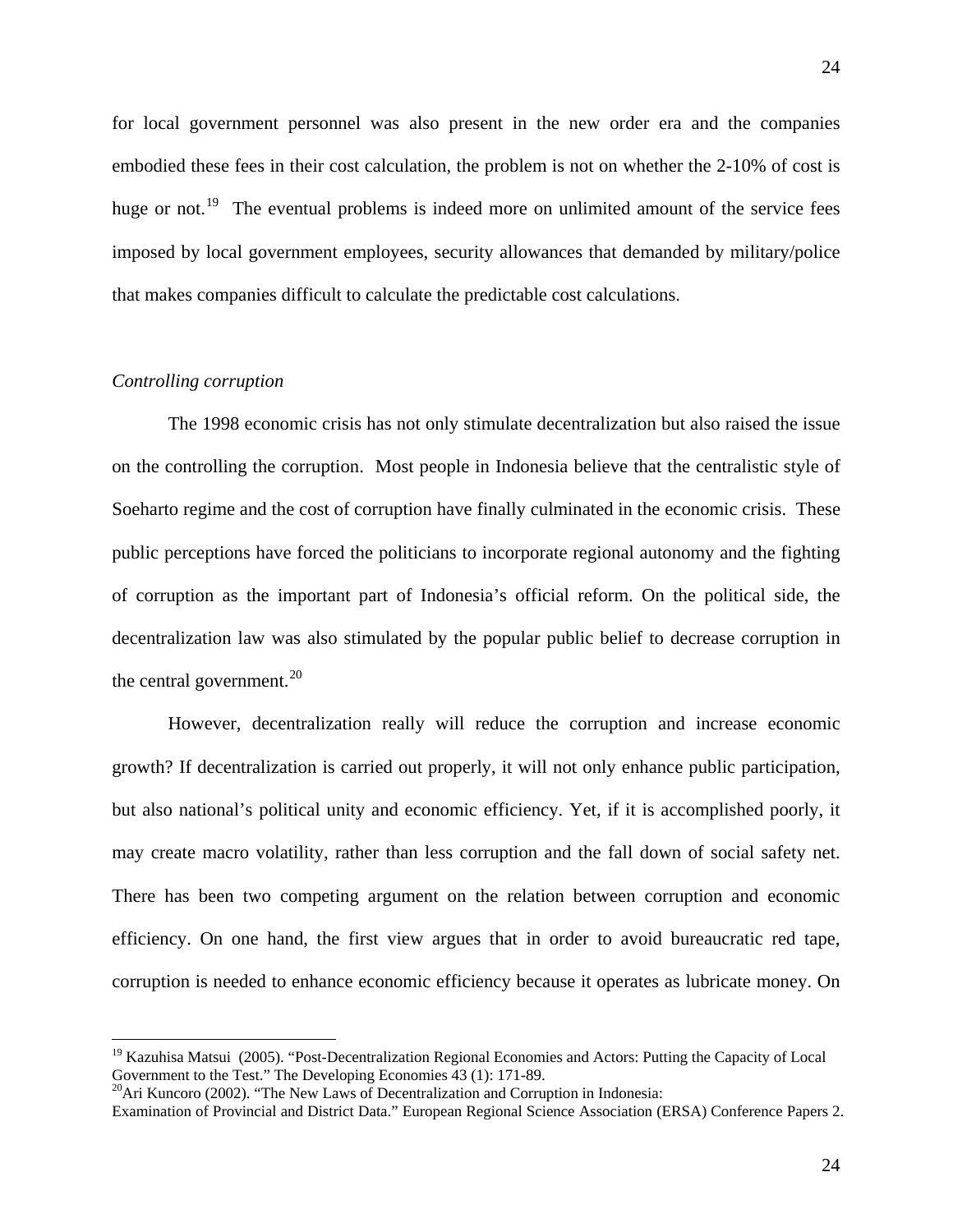for local government personnel was also present in the new order era and the companies embodied these fees in their cost calculation, the problem is not on whether the 2-10% of cost is huge or not.[19] The eventual problems is indeed more on unlimited amount of the service fees imposed by local government employees, security allowances that demanded by military/police that makes companies difficult to calculate the predictable cost calculations.

*Controlling corruption*

The 1998 economic crisis has not only stimulate decentralization but also raised the issue on the controlling the corruption. Most people in Indonesia believe that the centralistic style of Soeharto regime and the cost of corruption have finally culminated in the economic crisis. These public perceptions have forced the politicians to incorporate regional autonomy and the fighting of corruption as the important part of Indonesia's official reform. On the political side, the decentralization law was also stimulated by the popular public belief to decrease corruption in the central government.[20]

However, decentralization really will reduce the corruption and increase economic growth? If decentralization is carried out properly, it will not only enhance public participation, but also national's political unity and economic efficiency. Yet, if it is accomplished poorly, it may create macro volatility, rather than less corruption and the fall down of social safety net. There has been two competing argument on the relation between corruption and economic efficiency. On one hand, the first view argues that in order to avoid bureaucratic red tape, corruption is needed to enhance economic efficiency because it operates as lubricate money. On

---

[19] Kazuhisa Matsui (2005). "Post-Decentralization Regional Economies and Actors: Putting the Capacity of Local Government to the Test." The Developing Economies 43 (1): 171-89.

[20] Ari Kuncoro (2002). "The New Laws of Decentralization and Corruption in Indonesia: Examination of Provincial and District Data." European Regional Science Association (ERSA) Conference Papers 2.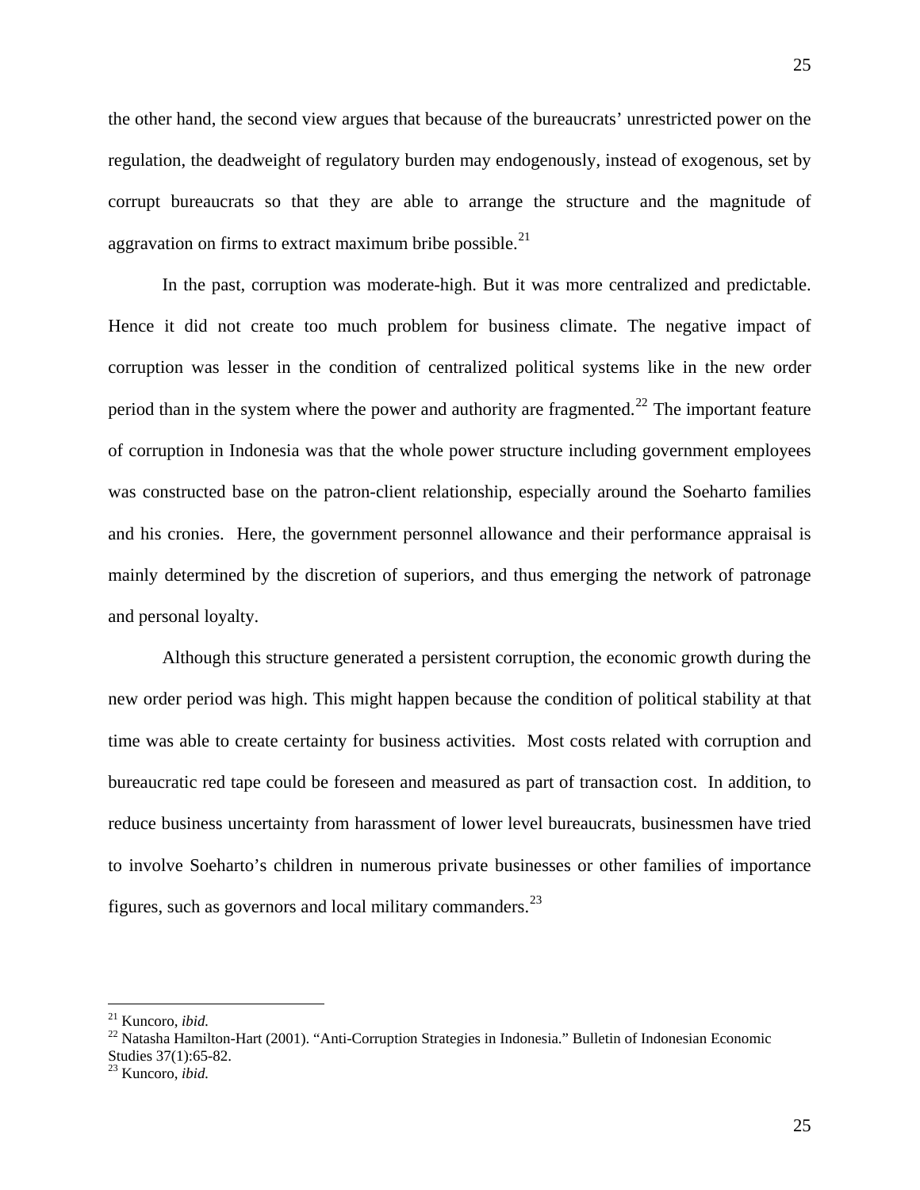the other hand, the second view argues that because of the bureaucrats' unrestricted power on the regulation, the deadweight of regulatory burden may endogenously, instead of exogenous, set by corrupt bureaucrats so that they are able to arrange the structure and the magnitude of aggravation on firms to extract maximum bribe possible.[21]

In the past, corruption was moderate-high. But it was more centralized and predictable. Hence it did not create too much problem for business climate. The negative impact of corruption was lesser in the condition of centralized political systems like in the new order period than in the system where the power and authority are fragmented.[22] The important feature of corruption in Indonesia was that the whole power structure including government employees was constructed base on the patron-client relationship, especially around the Soeharto families and his cronies. Here, the government personnel allowance and their performance appraisal is mainly determined by the discretion of superiors, and thus emerging the network of patronage and personal loyalty.

Although this structure generated a persistent corruption, the economic growth during the new order period was high. This might happen because the condition of political stability at that time was able to create certainty for business activities. Most costs related with corruption and bureaucratic red tape could be foreseen and measured as part of transaction cost. In addition, to reduce business uncertainty from harassment of lower level bureaucrats, businessmen have tried to involve Soeharto's children in numerous private businesses or other families of importance figures, such as governors and local military commanders.[23]

---

[21] Kuncoro, *ibid.*

[22] Natasha Hamilton-Hart (2001). "Anti-Corruption Strategies in Indonesia." Bulletin of Indonesian Economic Studies 37(1):65-82.

[23] Kuncoro, *ibid.*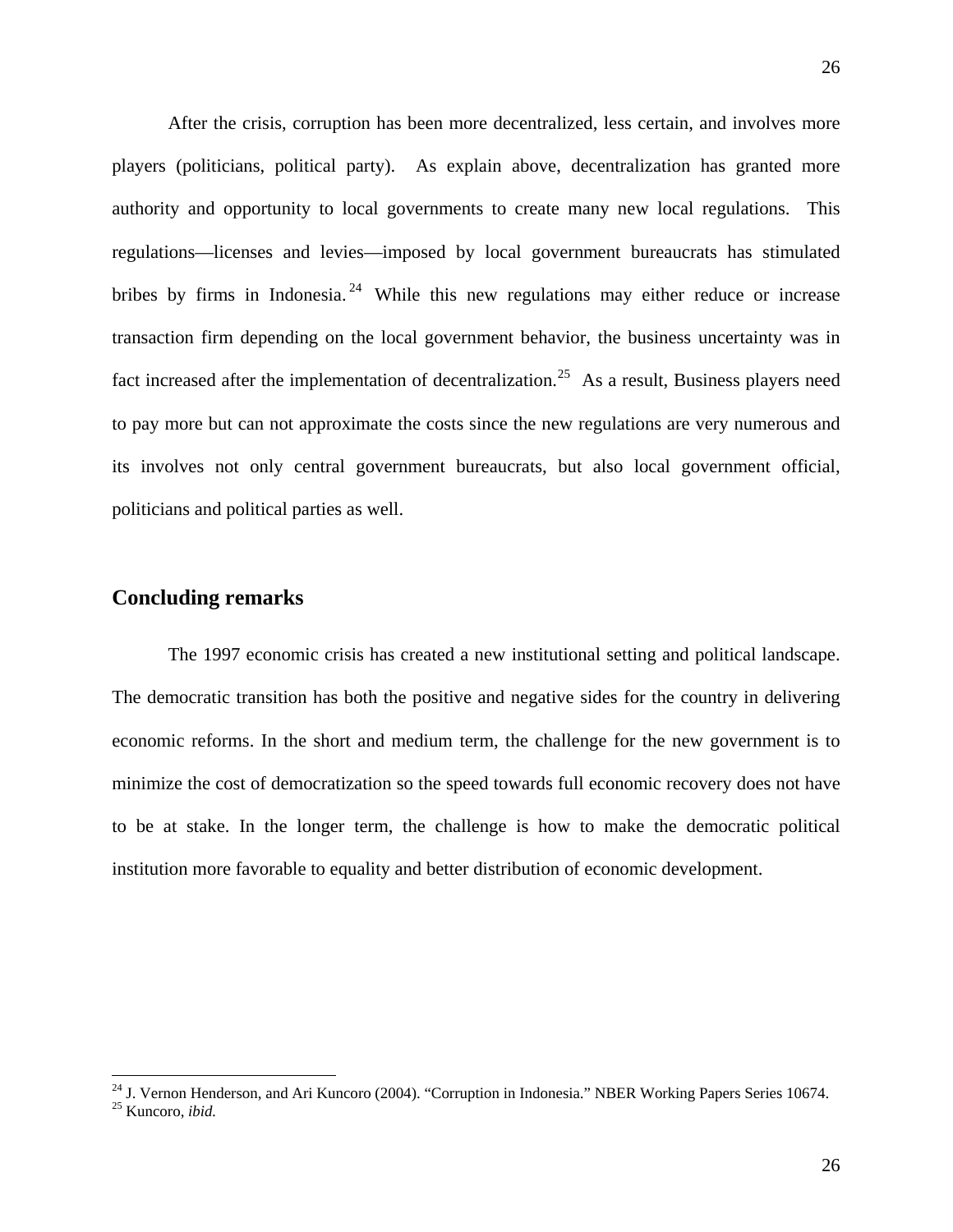After the crisis, corruption has been more decentralized, less certain, and involves more players (politicians, political party). As explain above, decentralization has granted more authority and opportunity to local governments to create many new local regulations. This regulations—licenses and levies—imposed by local government bureaucrats has stimulated bribes by firms in Indonesia.[24] While this new regulations may either reduce or increase transaction firm depending on the local government behavior, the business uncertainty was in fact increased after the implementation of decentralization.[25] As a result, Business players need to pay more but can not approximate the costs since the new regulations are very numerous and its involves not only central government bureaucrats, but also local government official, politicians and political parties as well.

## Concluding remarks

The 1997 economic crisis has created a new institutional setting and political landscape. The democratic transition has both the positive and negative sides for the country in delivering economic reforms. In the short and medium term, the challenge for the new government is to minimize the cost of democratization so the speed towards full economic recovery does not have to be at stake. In the longer term, the challenge is how to make the democratic political institution more favorable to equality and better distribution of economic development.

---

[24] J. Vernon Henderson, and Ari Kuncoro (2004). "Corruption in Indonesia." NBER Working Papers Series 10674.

[25] Kuncoro, *ibid.*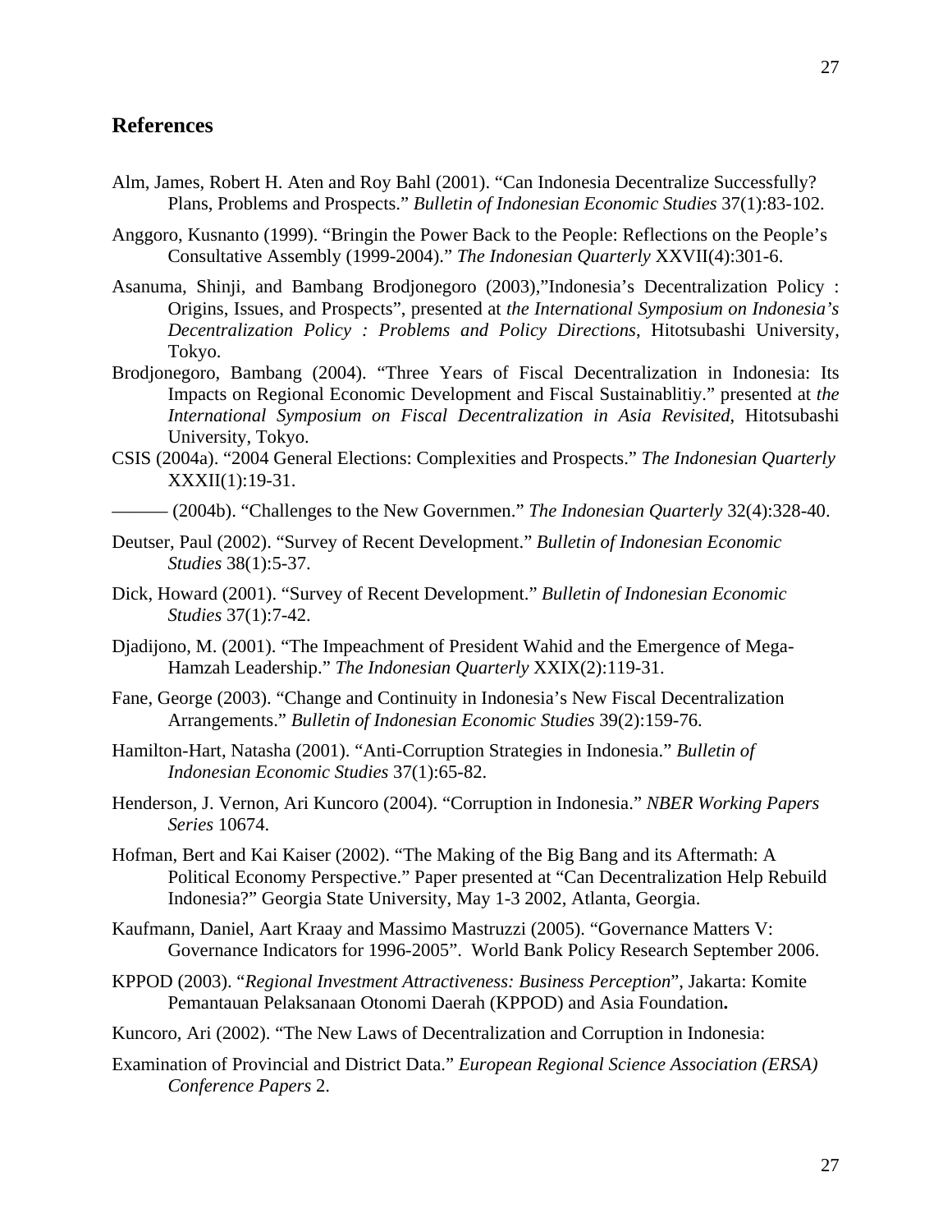## References

Alm, James, Robert H. Aten and Roy Bahl (2001). "Can Indonesia Decentralize Successfully? Plans, Problems and Prospects." *Bulletin of Indonesian Economic Studies* 37(1):83-102.

Anggoro, Kusnanto (1999). "Bringin the Power Back to the People: Reflections on the People's Consultative Assembly (1999-2004)." *The Indonesian Quarterly* XXVII(4):301-6.

Asanuma, Shinji, and Bambang Brodjonegoro (2003),"Indonesia's Decentralization Policy : Origins, Issues, and Prospects", presented at *the International Symposium on Indonesia's Decentralization Policy : Problems and Policy Directions*, Hitotsubashi University, Tokyo.

Brodjonegoro, Bambang (2004). "Three Years of Fiscal Decentralization in Indonesia: Its Impacts on Regional Economic Development and Fiscal Sustainablitiy." presented at *the International Symposium on Fiscal Decentralization in Asia Revisited*, Hitotsubashi University, Tokyo.

CSIS (2004a). "2004 General Elections: Complexities and Prospects." *The Indonesian Quarterly* XXXII(1):19-31.

——— (2004b). "Challenges to the New Governmen." *The Indonesian Quarterly* 32(4):328-40.

Deutser, Paul (2002). "Survey of Recent Development." *Bulletin of Indonesian Economic Studies* 38(1):5-37.

Dick, Howard (2001). "Survey of Recent Development." *Bulletin of Indonesian Economic Studies* 37(1):7-42.

Djadijono, M. (2001). "The Impeachment of President Wahid and the Emergence of Mega-Hamzah Leadership." *The Indonesian Quarterly* XXIX(2):119-31.

Fane, George (2003). "Change and Continuity in Indonesia's New Fiscal Decentralization Arrangements." *Bulletin of Indonesian Economic Studies* 39(2):159-76.

Hamilton-Hart, Natasha (2001). "Anti-Corruption Strategies in Indonesia." *Bulletin of Indonesian Economic Studies* 37(1):65-82.

Henderson, J. Vernon, Ari Kuncoro (2004). "Corruption in Indonesia." *NBER Working Papers Series* 10674.

Hofman, Bert and Kai Kaiser (2002). "The Making of the Big Bang and its Aftermath: A Political Economy Perspective." Paper presented at "Can Decentralization Help Rebuild Indonesia?" Georgia State University, May 1-3 2002, Atlanta, Georgia.

Kaufmann, Daniel, Aart Kraay and Massimo Mastruzzi (2005). "Governance Matters V: Governance Indicators for 1996-2005". World Bank Policy Research September 2006.

KPPOD (2003). "*Regional Investment Attractiveness: Business Perception*", Jakarta: Komite Pemantauan Pelaksanaan Otonomi Daerah (KPPOD) and Asia Foundation**.**

Kuncoro, Ari (2002). "The New Laws of Decentralization and Corruption in Indonesia:

Examination of Provincial and District Data." *European Regional Science Association (ERSA) Conference Papers* 2.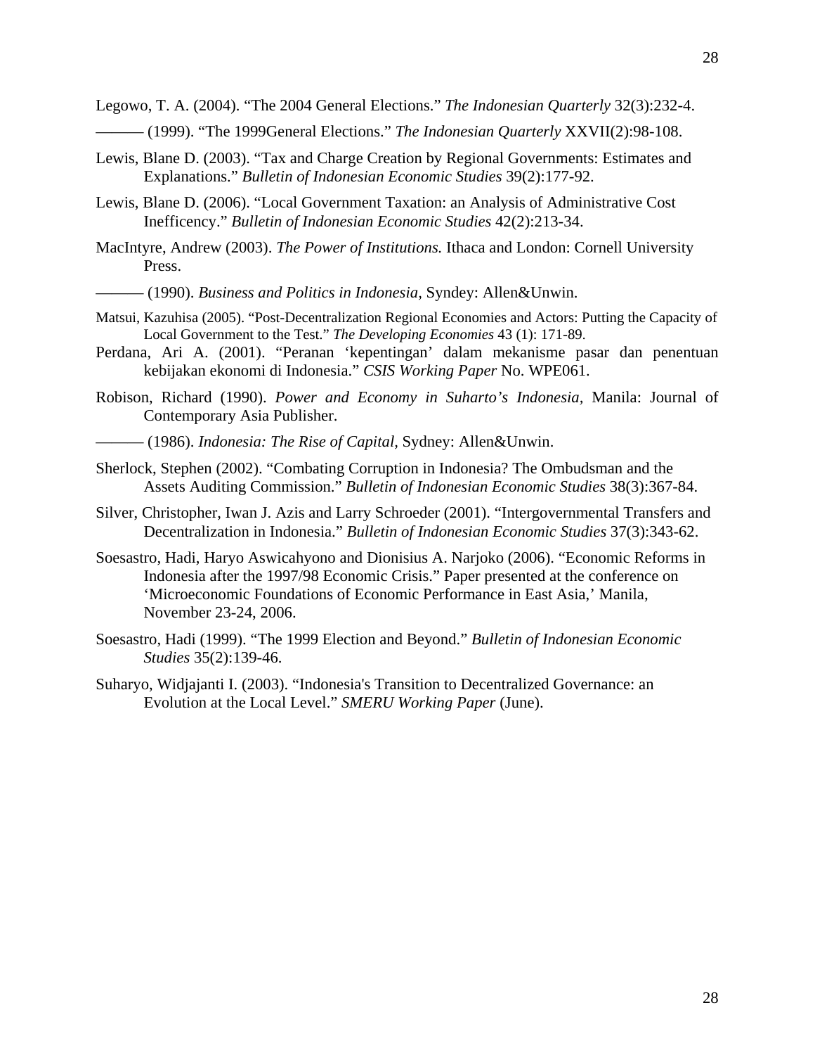Legowo, T. A. (2004). “The 2004 General Elections.” *The Indonesian Quarterly* 32(3):232-4.

——— (1999). “The 1999General Elections.” *The Indonesian Quarterly* XXVII(2):98-108.

Lewis, Blane D. (2003). “Tax and Charge Creation by Regional Governments: Estimates and Explanations.” *Bulletin of Indonesian Economic Studies* 39(2):177-92.

Lewis, Blane D. (2006). “Local Government Taxation: an Analysis of Administrative Cost Inefficency.” *Bulletin of Indonesian Economic Studies* 42(2):213-34.

MacIntyre, Andrew (2003). *The Power of Institutions.* Ithaca and London: Cornell University Press.

——— (1990). *Business and Politics in Indonesia,* Syndey: Allen&Unwin.

Matsui, Kazuhisa (2005). “Post-Decentralization Regional Economies and Actors: Putting the Capacity of Local Government to the Test.” *The Developing Economies* 43 (1): 171-89.

Perdana, Ari A. (2001). “Peranan ‘kepentingan’ dalam mekanisme pasar dan penentuan kebijakan ekonomi di Indonesia.” *CSIS Working Paper* No. WPE061.

Robison, Richard (1990). *Power and Economy in Suharto’s Indonesia*, Manila: Journal of Contemporary Asia Publisher.

——— (1986). *Indonesia: The Rise of Capital,* Sydney: Allen&Unwin.

Sherlock, Stephen (2002). “Combating Corruption in Indonesia? The Ombudsman and the Assets Auditing Commission.” *Bulletin of Indonesian Economic Studies* 38(3):367-84.

Silver, Christopher, Iwan J. Azis and Larry Schroeder (2001). “Intergovernmental Transfers and Decentralization in Indonesia.” *Bulletin of Indonesian Economic Studies* 37(3):343-62.

Soesastro, Hadi, Haryo Aswicahyono and Dionisius A. Narjoko (2006). “Economic Reforms in Indonesia after the 1997/98 Economic Crisis.” Paper presented at the conference on ‘Microeconomic Foundations of Economic Performance in East Asia,’ Manila, November 23-24, 2006.

Soesastro, Hadi (1999). “The 1999 Election and Beyond.” *Bulletin of Indonesian Economic Studies* 35(2):139-46.

Suharyo, Widjajanti I. (2003). “Indonesia's Transition to Decentralized Governance: an Evolution at the Local Level.” *SMERU Working Paper* (June).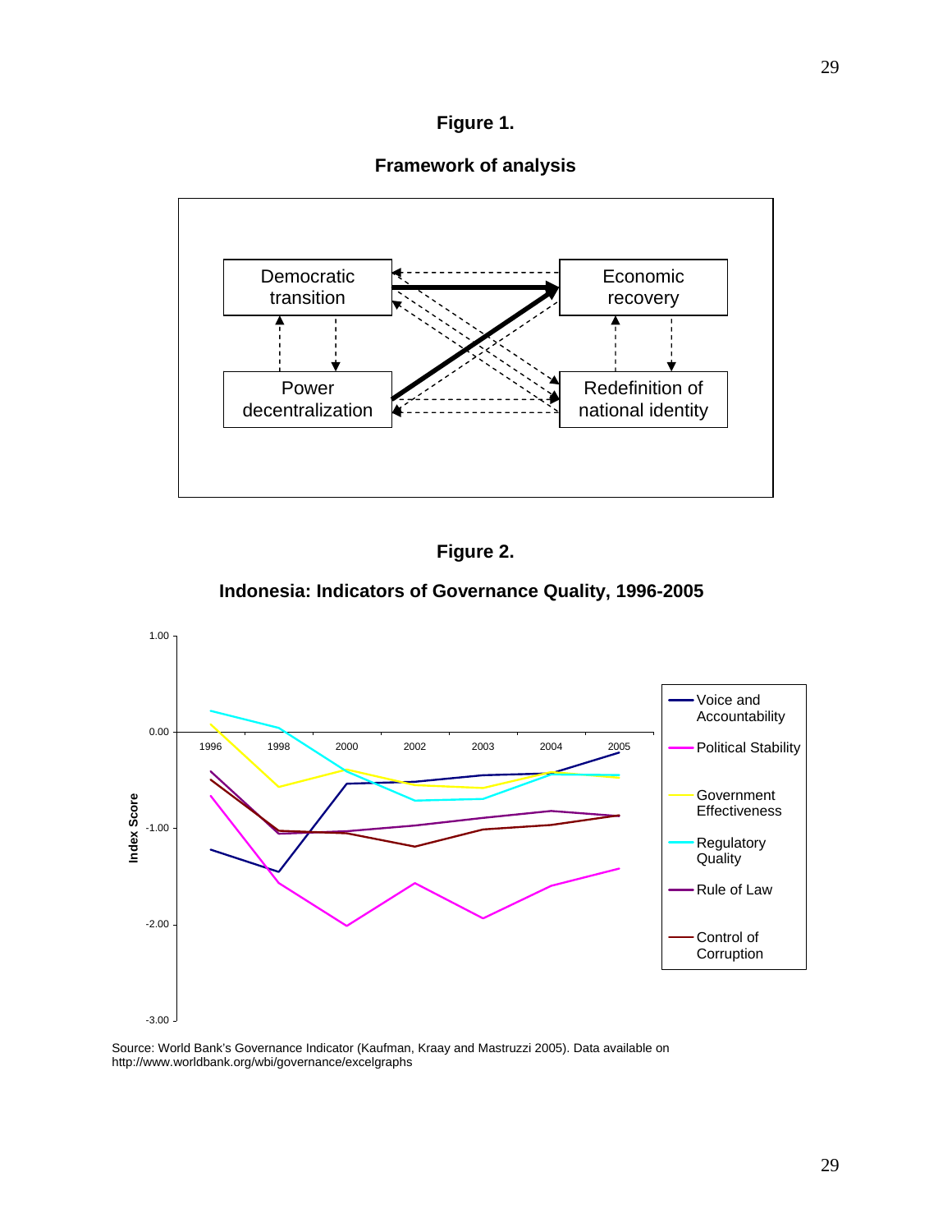**Figure 1.**

**Framework of analysis**

**Figure 2.**

**Indonesia: Indicators of Governance Quality, 1996-2005**

Source: World Bank's Governance Indicator (Kaufman, Kraay and Mastruzzi 2005). Data available on http://www.worldbank.org/wbi/governance/excelgraphs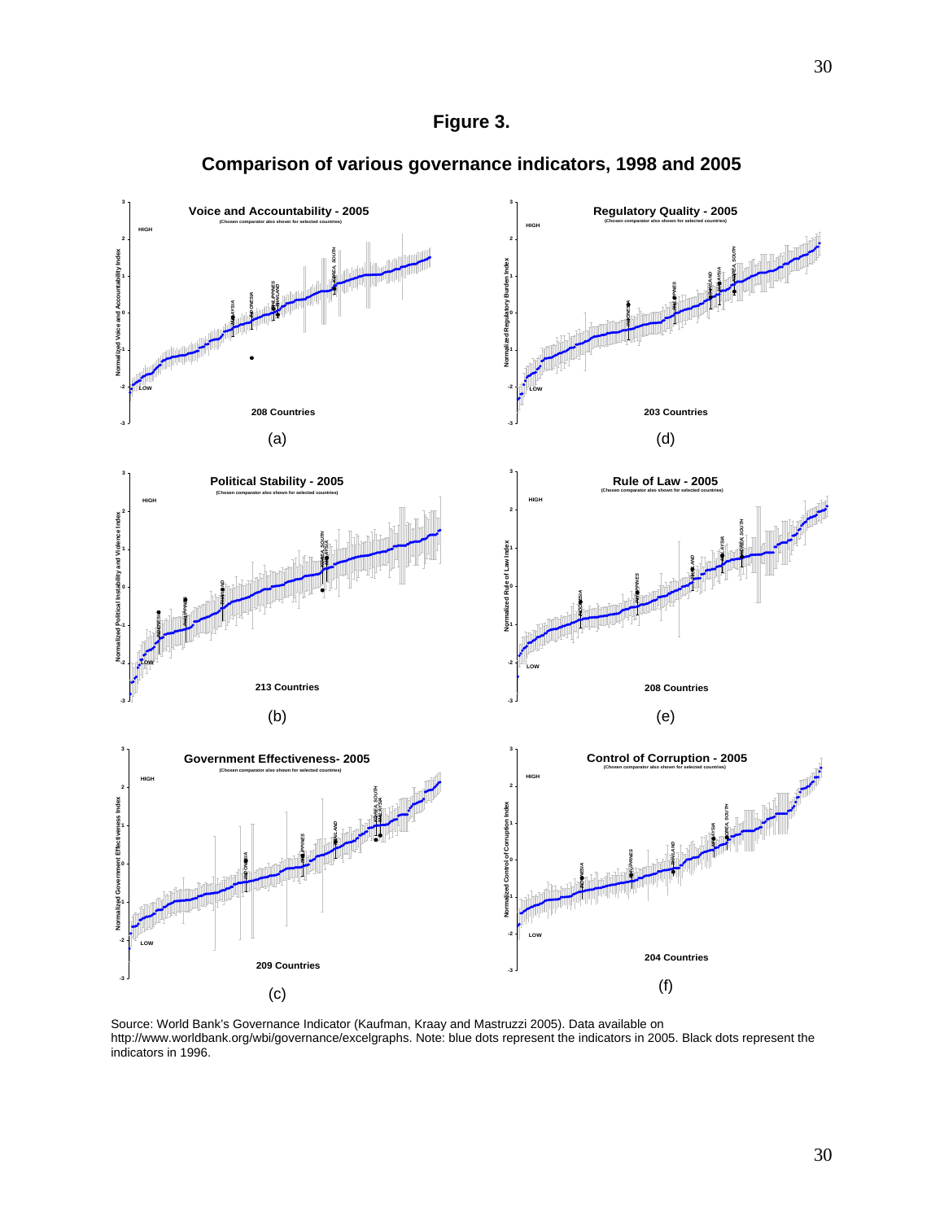# Figure 3.

## Comparison of various governance indicators, 1998 and 2005

**Voice and Accountability - 2005**
(Chosen comparator also shown for selected countries)
208 Countries

(a)

**Regulatory Quality - 2005**
(Chosen comparator also shown for selected countries)
203 Countries

(d)

**Political Stability - 2005**
(Chosen comparator also shown for selected countries)
213 Countries

(b)

**Rule of Law - 2005**
(Chosen comparator also shown for selected countries)
208 Countries

(e)

**Government Effectiveness- 2005**
(Chosen comparator also shown for selected countries)
209 Countries

(c)

**Control of Corruption - 2005**
(Chosen comparator also shown for selected countries)
204 Countries

(f)

Source: World Bank's Governance Indicator (Kaufman, Kraay and Mastruzzi 2005). Data available on http://www.worldbank.org/wbi/governance/excelgraphs. Note: blue dots represent the indicators in 2005. Black dots represent the indicators in 1996.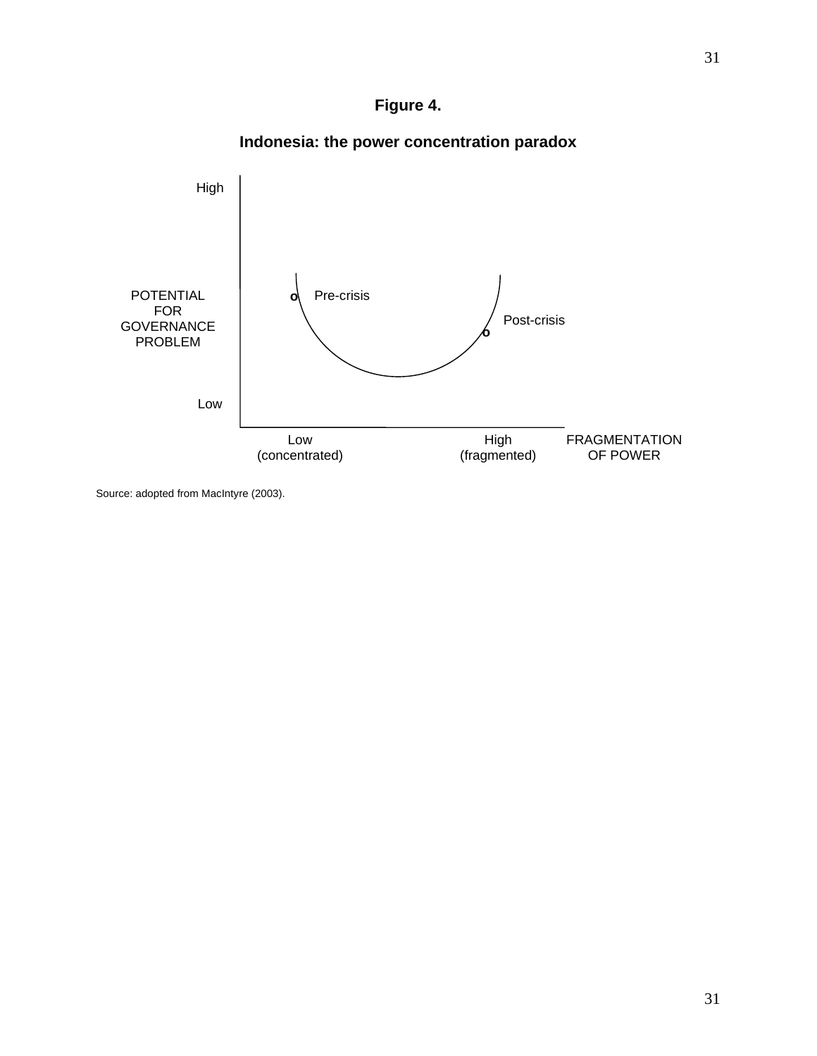**Figure 4.**

**Indonesia: the power concentration paradox**

High

POTENTIAL FOR GOVERNANCE PROBLEM

Low

o Pre-crisis

Post-crisis o

Low (concentrated)

High (fragmented)

FRAGMENTATION OF POWER

Source: adopted from MacIntyre (2003).